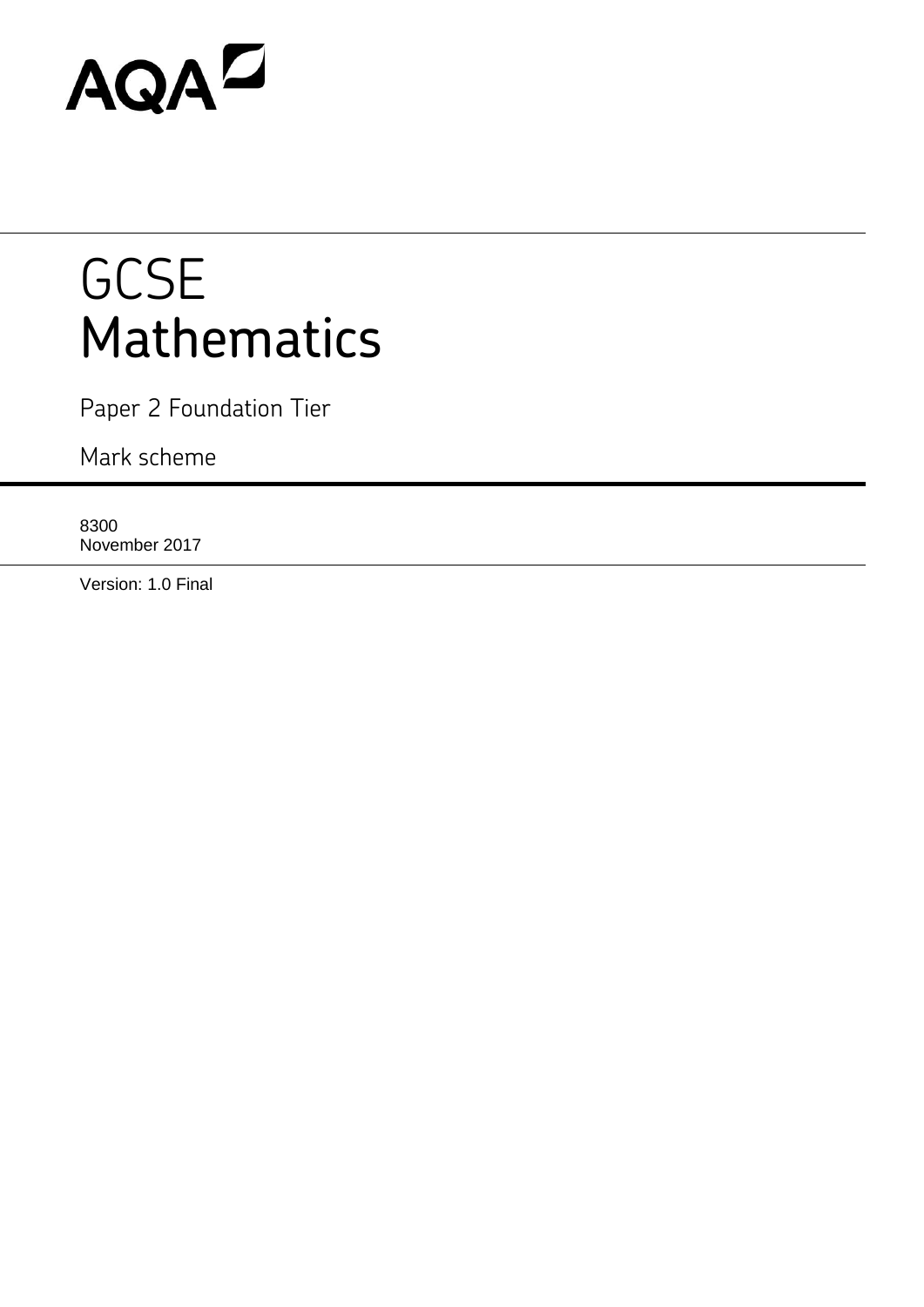AQA

# GCSE Mathematics

Paper 2 Foundation Tier

Mark scheme

8300
November 2017

Version: 1.0 Final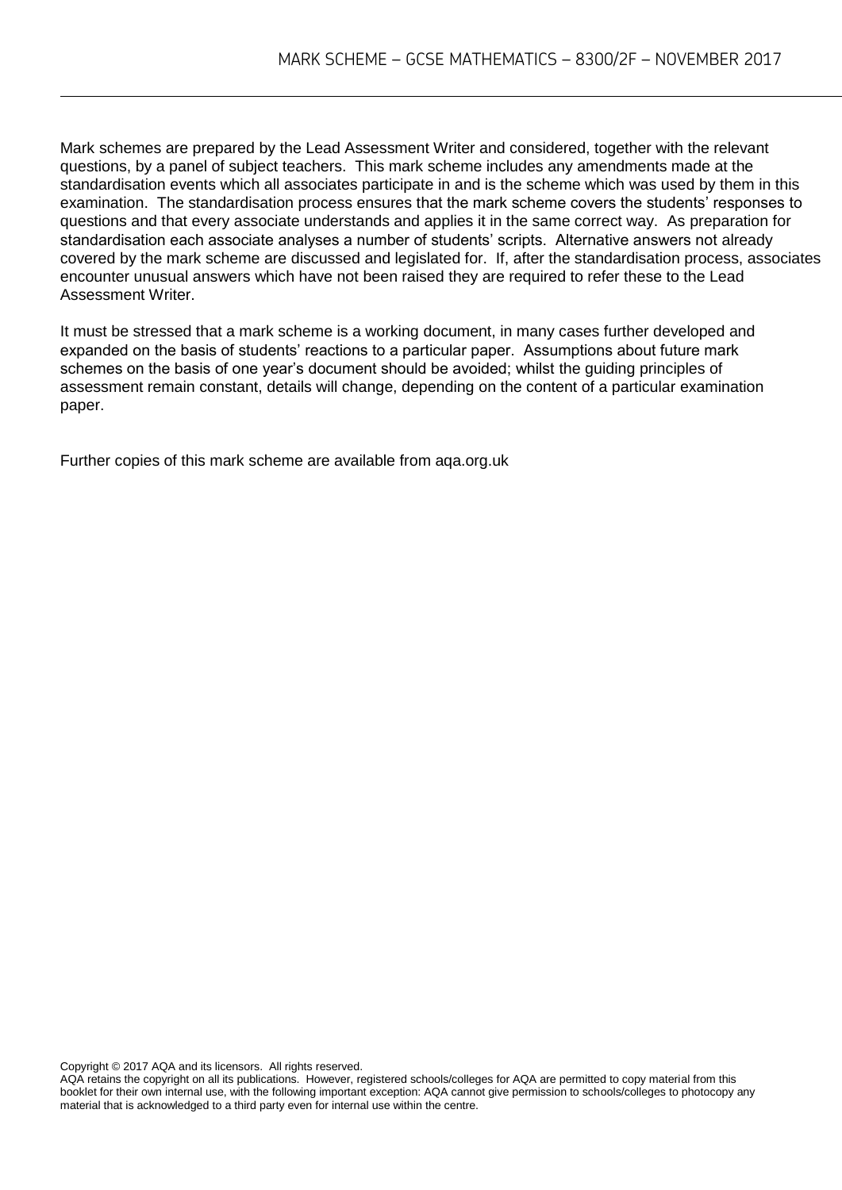Mark schemes are prepared by the Lead Assessment Writer and considered, together with the relevant questions, by a panel of subject teachers. This mark scheme includes any amendments made at the standardisation events which all associates participate in and is the scheme which was used by them in this examination. The standardisation process ensures that the mark scheme covers the students' responses to questions and that every associate understands and applies it in the same correct way. As preparation for standardisation each associate analyses a number of students' scripts. Alternative answers not already covered by the mark scheme are discussed and legislated for. If, after the standardisation process, associates encounter unusual answers which have not been raised they are required to refer these to the Lead Assessment Writer.

It must be stressed that a mark scheme is a working document, in many cases further developed and expanded on the basis of students' reactions to a particular paper. Assumptions about future mark schemes on the basis of one year's document should be avoided; whilst the guiding principles of assessment remain constant, details will change, depending on the content of a particular examination paper.

Further copies of this mark scheme are available from aqa.org.uk

Copyright © 2017 AQA and its licensors. All rights reserved.
AQA retains the copyright on all its publications. However, registered schools/colleges for AQA are permitted to copy material from this booklet for their own internal use, with the following important exception: AQA cannot give permission to schools/colleges to photocopy any material that is acknowledged to a third party even for internal use within the centre.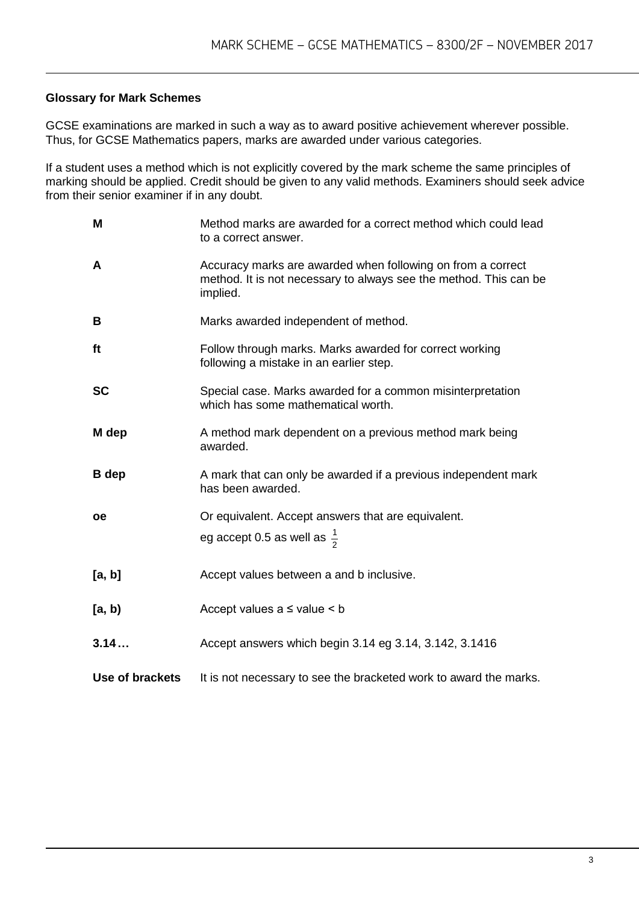**Glossary for Mark Schemes**

GCSE examinations are marked in such a way as to award positive achievement wherever possible. Thus, for GCSE Mathematics papers, marks are awarded under various categories.

If a student uses a method which is not explicitly covered by the mark scheme the same principles of marking should be applied. Credit should be given to any valid methods. Examiners should seek advice from their senior examiner if in any doubt.

| | |
|---|---|
| **M** | Method marks are awarded for a correct method which could lead to a correct answer. |
| **A** | Accuracy marks are awarded when following on from a correct method. It is not necessary to always see the method. This can be implied. |
| **B** | Marks awarded independent of method. |
| **ft** | Follow through marks. Marks awarded for correct working following a mistake in an earlier step. |
| **SC** | Special case. Marks awarded for a common misinterpretation which has some mathematical worth. |
| **M dep** | A method mark dependent on a previous method mark being awarded. |
| **B dep** | A mark that can only be awarded if a previous independent mark has been awarded. |
| **oe** | Or equivalent. Accept answers that are equivalent. eg accept 0.5 as well as $\frac{1}{2}$ |
| **[a, b]** | Accept values between a and b inclusive. |
| **[a, b)** | Accept values a ≤ value < b |
| **3.14…** | Accept answers which begin 3.14 eg 3.14, 3.142, 3.1416 |
| **Use of brackets** | It is not necessary to see the bracketed work to award the marks. |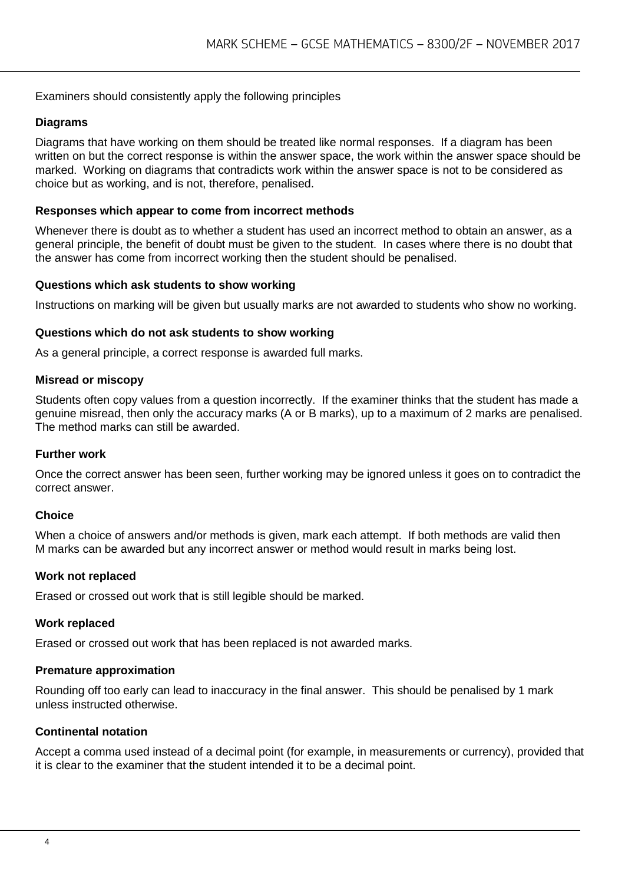Examiners should consistently apply the following principles

### Diagrams

Diagrams that have working on them should be treated like normal responses. If a diagram has been written on but the correct response is within the answer space, the work within the answer space should be marked. Working on diagrams that contradicts work within the answer space is not to be considered as choice but as working, and is not, therefore, penalised.

### Responses which appear to come from incorrect methods

Whenever there is doubt as to whether a student has used an incorrect method to obtain an answer, as a general principle, the benefit of doubt must be given to the student. In cases where there is no doubt that the answer has come from incorrect working then the student should be penalised.

### Questions which ask students to show working

Instructions on marking will be given but usually marks are not awarded to students who show no working.

### Questions which do not ask students to show working

As a general principle, a correct response is awarded full marks.

### Misread or miscopy

Students often copy values from a question incorrectly. If the examiner thinks that the student has made a genuine misread, then only the accuracy marks (A or B marks), up to a maximum of 2 marks are penalised. The method marks can still be awarded.

### Further work

Once the correct answer has been seen, further working may be ignored unless it goes on to contradict the correct answer.

### Choice

When a choice of answers and/or methods is given, mark each attempt. If both methods are valid then M marks can be awarded but any incorrect answer or method would result in marks being lost.

### Work not replaced

Erased or crossed out work that is still legible should be marked.

### Work replaced

Erased or crossed out work that has been replaced is not awarded marks.

### Premature approximation

Rounding off too early can lead to inaccuracy in the final answer. This should be penalised by 1 mark unless instructed otherwise.

### Continental notation

Accept a comma used instead of a decimal point (for example, in measurements or currency), provided that it is clear to the examiner that the student intended it to be a decimal point.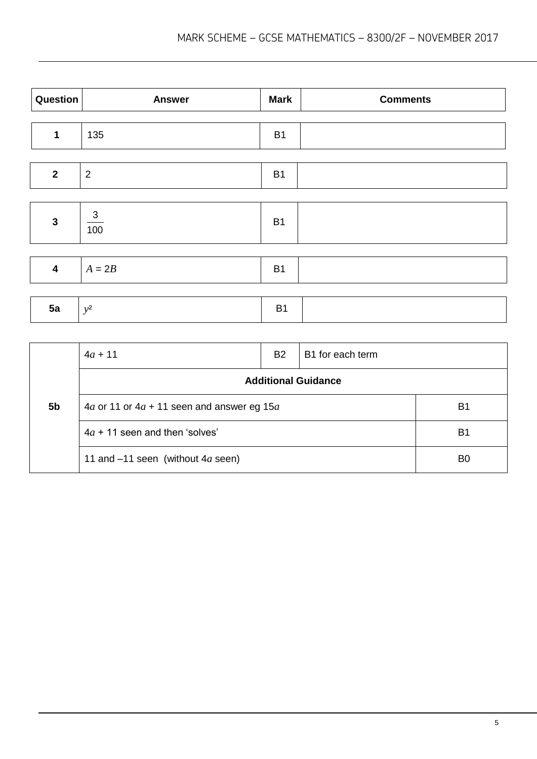| Question | Answer | Mark | Comments |
|---|---|---|---|
| 1 | 135 | B1 | |
| 2 | 2 | B1 | |
| 3 | $\frac{3}{100}$ | B1 | |
| 4 | $A = 2B$ | B1 | |
| 5a | $y^2$ | B1 | |

| Question | Answer | Mark | Comments |
|---|---|---|---|
| 5b | $4a + 11$ | B2 | B1 for each term |
| | **Additional Guidance** | | |
| | $4a$ or 11 or $4a + 11$ seen and answer eg $15a$ | | B1 |
| | $4a + 11$ seen and then 'solves' | | B1 |
| | 11 and –11 seen (without $4a$ seen) | | B0 |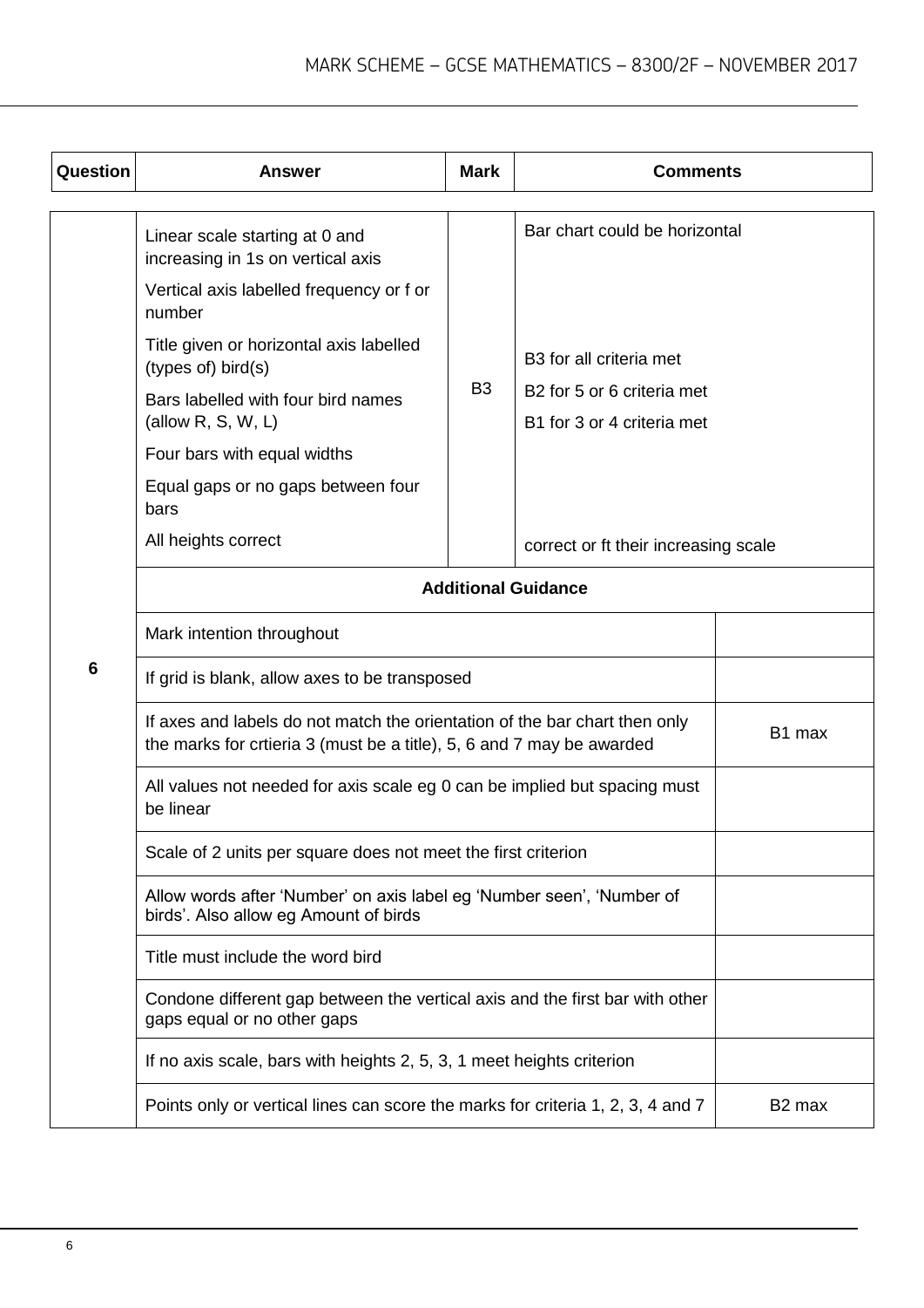| Question | Answer | Mark | Comments |
|---|---|---|---|
| 6 | Linear scale starting at 0 and increasing in 1s on vertical axis<br>Vertical axis labelled frequency or f or number<br>Title given or horizontal axis labelled (types of) bird(s)<br>Bars labelled with four bird names (allow R, S, W, L)<br>Four bars with equal widths<br>Equal gaps or no gaps between four bars<br>All heights correct | B3 | Bar chart could be horizontal<br><br>B3 for all criteria met<br>B2 for 5 or 6 criteria met<br>B1 for 3 or 4 criteria met<br><br>correct or ft their increasing scale |
| | **Additional Guidance** | | |
| | Mark intention throughout | | |
| | If grid is blank, allow axes to be transposed | | |
| | If axes and labels do not match the orientation of the bar chart then only the marks for crtieria 3 (must be a title), 5, 6 and 7 may be awarded | | B1 max |
| | All values not needed for axis scale eg 0 can be implied but spacing must be linear | | |
| | Scale of 2 units per square does not meet the first criterion | | |
| | Allow words after 'Number' on axis label eg 'Number seen', 'Number of birds'. Also allow eg Amount of birds | | |
| | Title must include the word bird | | |
| | Condone different gap between the vertical axis and the first bar with other gaps equal or no other gaps | | |
| | If no axis scale, bars with heights 2, 5, 3, 1 meet heights criterion | | |
| | Points only or vertical lines can score the marks for criteria 1, 2, 3, 4 and 7 | | B2 max |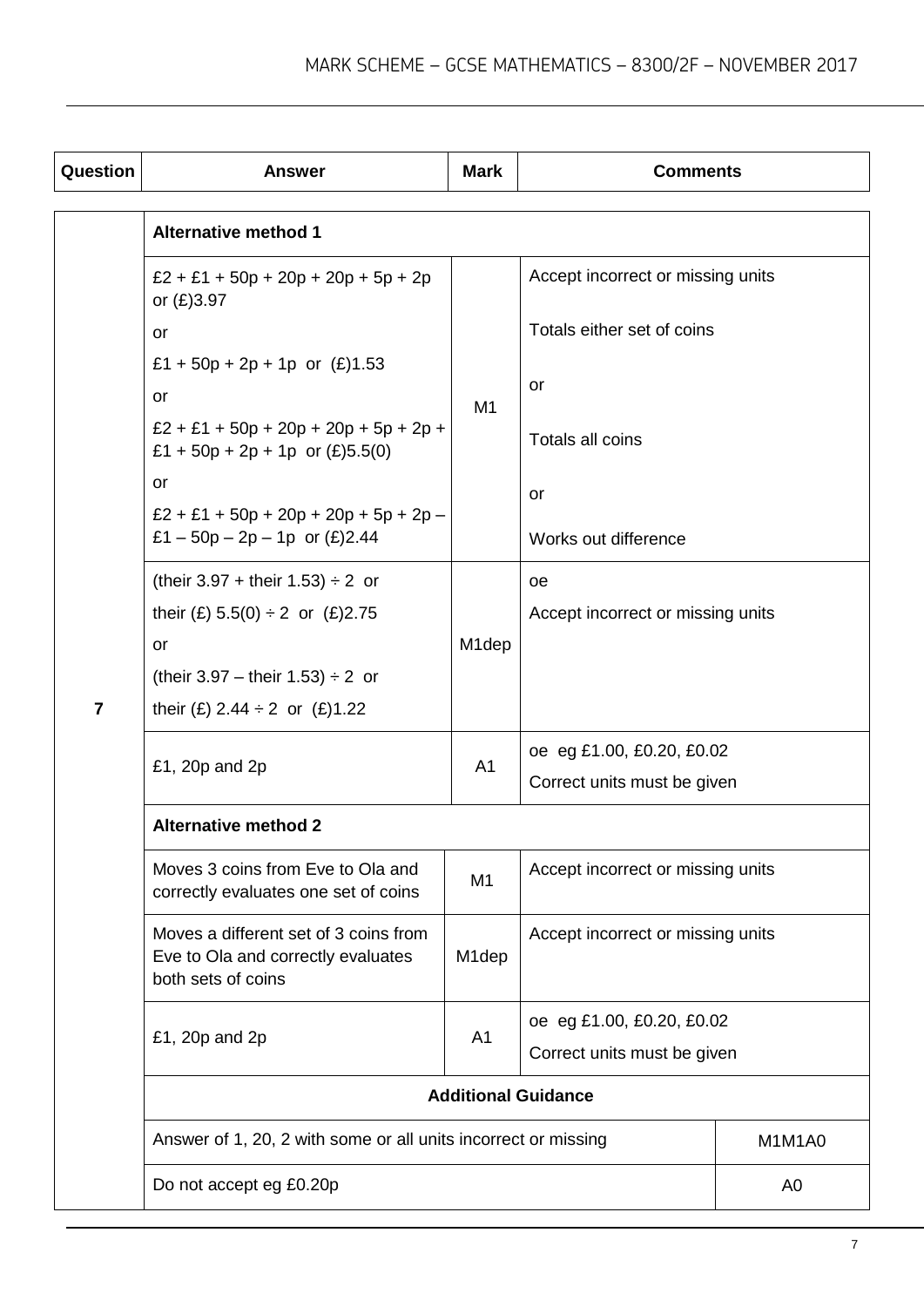| Question | Answer | Mark | Comments |
|---|---|---|---|
| 7 | **Alternative method 1** | | |
| | £2 + £1 + 50p + 20p + 20p + 5p + 2p or (£)3.97<br>or<br>£1 + 50p + 2p + 1p or (£)1.53<br>or<br>£2 + £1 + 50p + 20p + 20p + 5p + 2p + £1 + 50p + 2p + 1p or (£)5.5(0)<br>or<br>£2 + £1 + 50p + 20p + 20p + 5p + 2p – £1 – 50p – 2p – 1p or (£)2.44 | M1 | Accept incorrect or missing units<br>Totals either set of coins<br>or<br>Totals all coins<br>or<br>Works out difference |
| | (their 3.97 + their 1.53) ÷ 2 or<br>their (£) 5.5(0) ÷ 2 or (£)2.75<br>or<br>(their 3.97 – their 1.53) ÷ 2 or<br>their (£) 2.44 ÷ 2 or (£)1.22 | M1dep | oe<br>Accept incorrect or missing units |
| | £1, 20p and 2p | A1 | oe eg £1.00, £0.20, £0.02<br>Correct units must be given |
| | **Alternative method 2** | | |
| | Moves 3 coins from Eve to Ola and correctly evaluates one set of coins | M1 | Accept incorrect or missing units |
| | Moves a different set of 3 coins from Eve to Ola and correctly evaluates both sets of coins | M1dep | Accept incorrect or missing units |
| | £1, 20p and 2p | A1 | oe eg £1.00, £0.20, £0.02<br>Correct units must be given |
| | **Additional Guidance** | | |
| | Answer of 1, 20, 2 with some or all units incorrect or missing | | M1M1A0 |
| | Do not accept eg £0.20p | | A0 |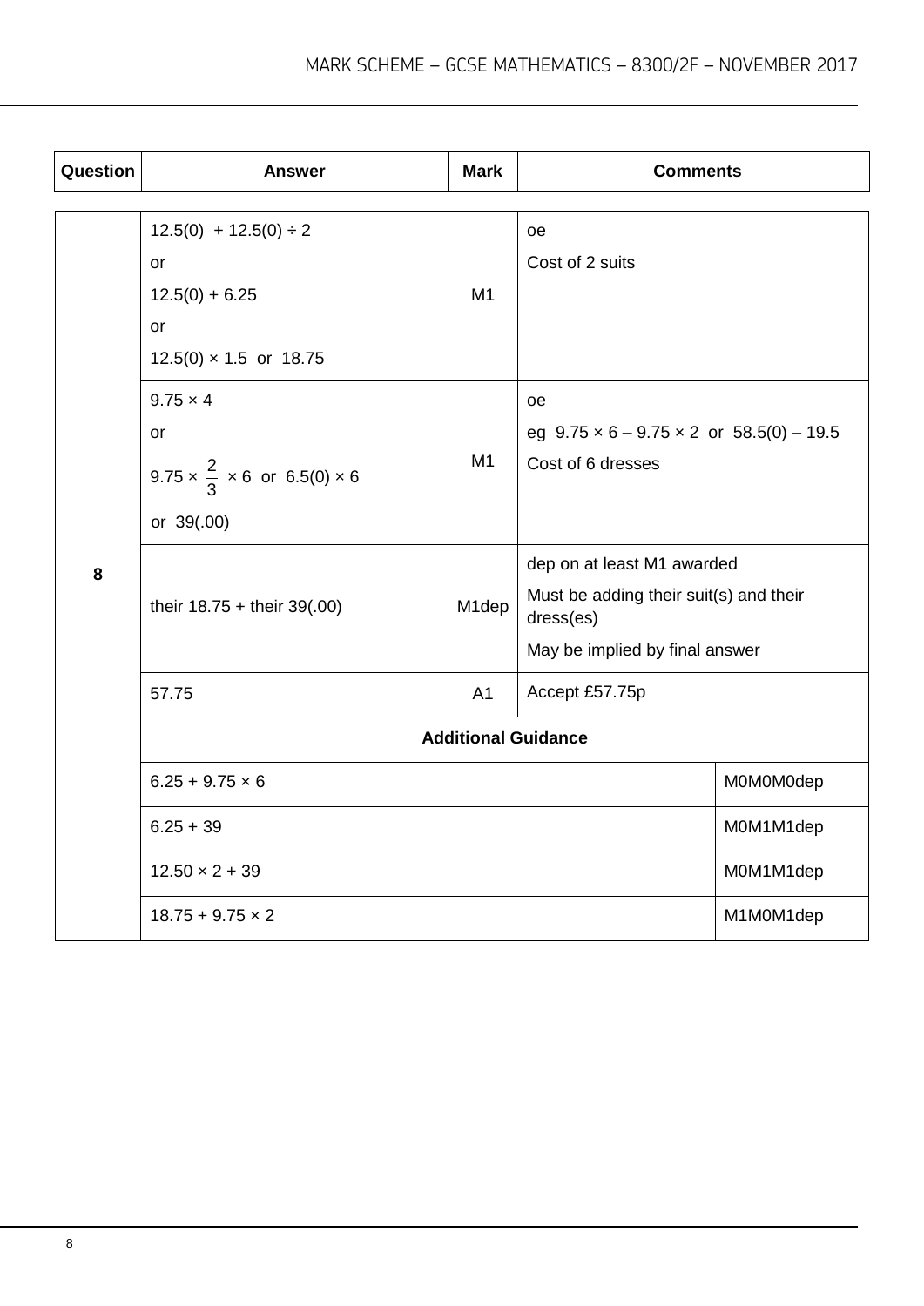| Question | Answer | Mark | Comments |
|---|---|---|---|
| 8 | 12.5(0) + 12.5(0) ÷ 2<br>or<br>12.5(0) + 6.25<br>or<br>12.5(0) × 1.5 or 18.75 | M1 | oe<br>Cost of 2 suits |
| | 9.75 × 4<br>or<br>9.75 × $\frac{2}{3}$ × 6 or 6.5(0) × 6<br>or 39(.00) | M1 | oe<br>eg 9.75 × 6 – 9.75 × 2 or 58.5(0) – 19.5<br>Cost of 6 dresses |
| | their 18.75 + their 39(.00) | M1dep | dep on at least M1 awarded<br>Must be adding their suit(s) and their dress(es)<br>May be implied by final answer |
| | 57.75 | A1 | Accept £57.75p |
| | **Additional Guidance** | | |
| | 6.25 + 9.75 × 6 | | M0M0M0dep |
| | 6.25 + 39 | | M0M1M1dep |
| | 12.50 × 2 + 39 | | M0M1M1dep |
| | 18.75 + 9.75 × 2 | | M1M0M1dep |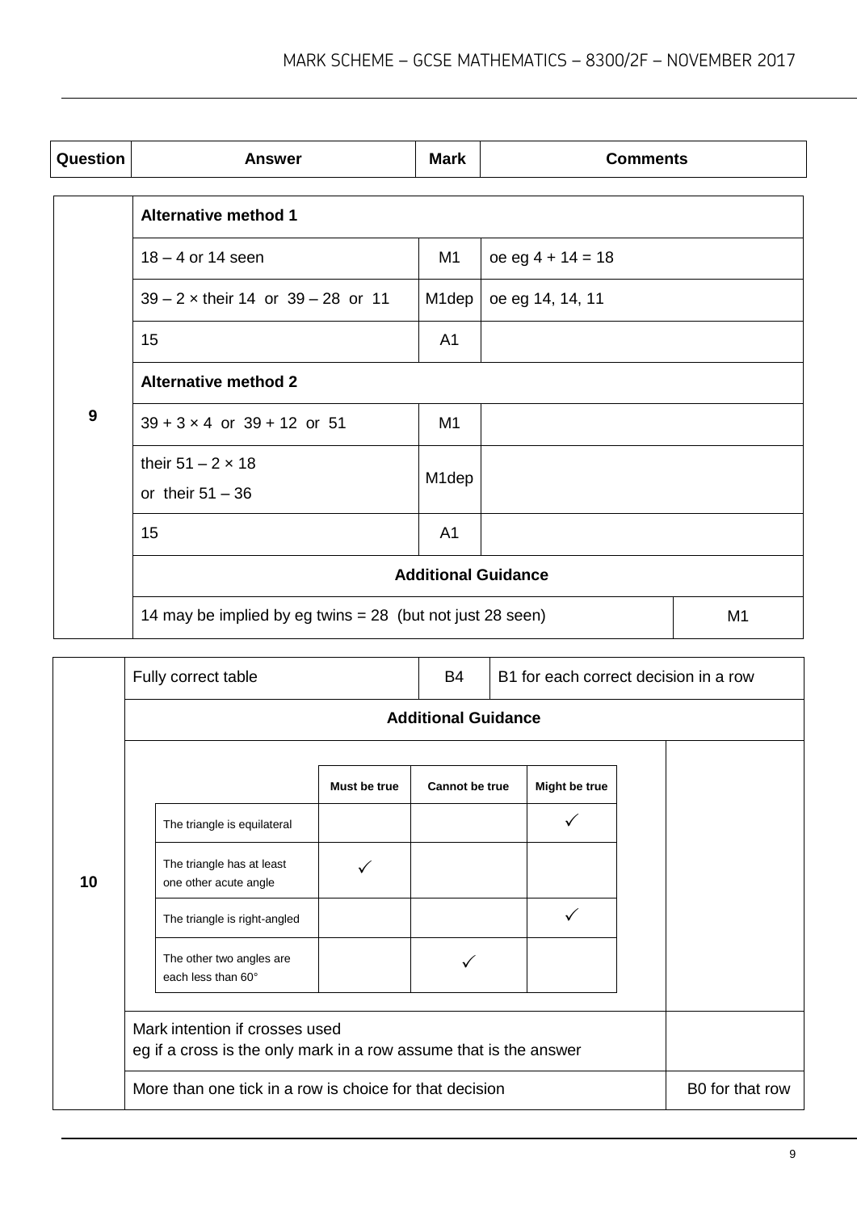| Question | Answer | Mark | Comments |
|---|---|---|---|
| 9 | **Alternative method 1** | | |
| | 18 – 4 or 14 seen | M1 | oe eg 4 + 14 = 18 |
| | 39 – 2 × their 14 or 39 – 28 or 11 | M1dep | oe eg 14, 14, 11 |
| | 15 | A1 | |
| | **Alternative method 2** | | |
| | 39 + 3 × 4 or 39 + 12 or 51 | M1 | |
| | their 51 – 2 × 18<br>or their 51 – 36 | M1dep | |
| | 15 | A1 | |
| | **Additional Guidance** | | |
| | 14 may be implied by eg twins = 28 (but not just 28 seen) | | M1 |

| Question | Answer | Mark | Comments |
|---|---|---|---|
| 10 | Fully correct table | B4 | B1 for each correct decision in a row |
| | **Additional Guidance** | | |
| | (see table below) | | |
| | Mark intention if crosses used<br>eg if a cross is the only mark in a row assume that is the answer | | |
| | More than one tick in a row is choice for that decision | | B0 for that row |

| | Must be true | Cannot be true | Might be true |
|---|---|---|---|
| The triangle is equilateral | | | ✓ |
| The triangle has at least one other acute angle | ✓ | | |
| The triangle is right-angled | | | ✓ |
| The other two angles are each less than 60° | | ✓ | |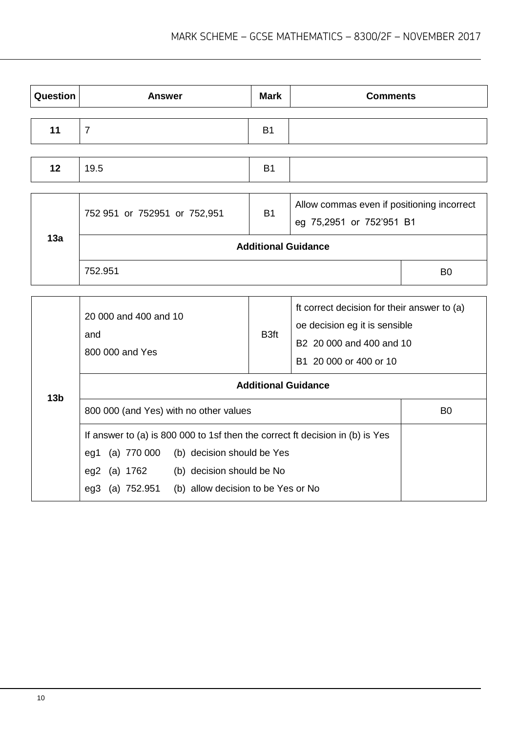| Question | Answer | Mark | Comments |
|---|---|---|---|
| 11 | 7 | B1 | |
| 12 | 19.5 | B1 | |
| 13a | 752 951 or 752951 or 752,951 | B1 | Allow commas even if positioning incorrect<br>eg 75,2951 or 752’951 B1 |
| | **Additional Guidance** | | |
| | 752.951 | | B0 |
| 13b | 20 000 and 400 and 10<br>and<br>800 000 and Yes | B3ft | ft correct decision for their answer to (a)<br>oe decision eg it is sensible<br>B2 20 000 and 400 and 10<br>B1 20 000 or 400 or 10 |
| | **Additional Guidance** | | |
| | 800 000 (and Yes) with no other values | | B0 |
| | If answer to (a) is 800 000 to 1sf then the correct ft decision in (b) is Yes<br>eg1 (a) 770 000 (b) decision should be Yes<br>eg2 (a) 1762 (b) decision should be No<br>eg3 (a) 752.951 (b) allow decision to be Yes or No | | |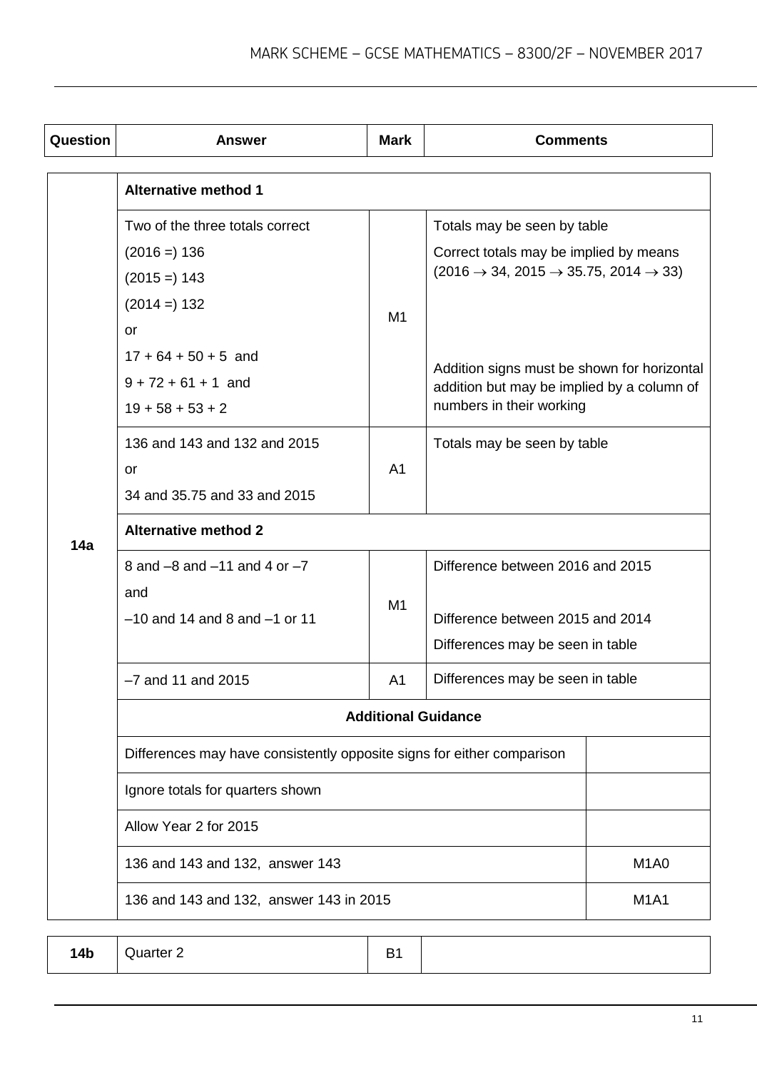| Question | Answer | Mark | Comments |
|---|---|---|---|
| 14a | **Alternative method 1** | | |
| | Two of the three totals correct<br>(2016 =) 136<br>(2015 =) 143<br>(2014 =) 132<br>or<br>17 + 64 + 50 + 5 and<br>9 + 72 + 61 + 1 and<br>19 + 58 + 53 + 2 | M1 | Totals may be seen by table<br>Correct totals may be implied by means<br>(2016 $\rightarrow$ 34, 2015 $\rightarrow$ 35.75, 2014 $\rightarrow$ 33)<br><br>Addition signs must be shown for horizontal addition but may be implied by a column of numbers in their working |
| | 136 and 143 and 132 and 2015<br>or<br>34 and 35.75 and 33 and 2015 | A1 | Totals may be seen by table |
| | **Alternative method 2** | | |
| | 8 and –8 and –11 and 4 or –7<br>and<br>–10 and 14 and 8 and –1 or 11 | M1 | Difference between 2016 and 2015<br><br>Difference between 2015 and 2014<br>Differences may be seen in table |
| | –7 and 11 and 2015 | A1 | Differences may be seen in table |
| | **Additional Guidance** | | |
| | Differences may have consistently opposite signs for either comparison | | |
| | Ignore totals for quarters shown | | |
| | Allow Year 2 for 2015 | | |
| | 136 and 143 and 132, answer 143 | | M1A0 |
| | 136 and 143 and 132, answer 143 in 2015 | | M1A1 |

| Question | Answer | Mark | Comments |
|---|---|---|---|
| 14b | Quarter 2 | B1 | |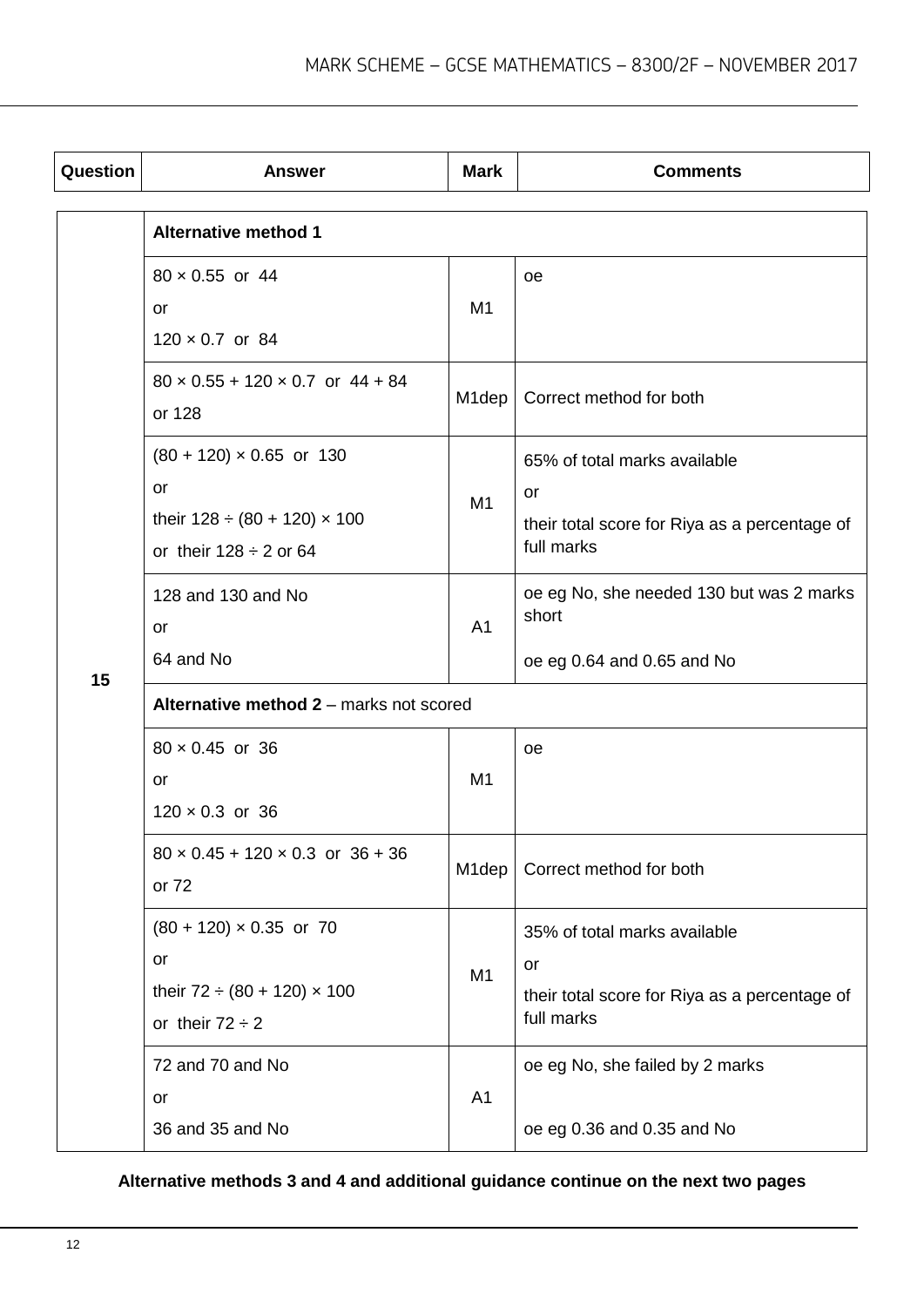| Question | Answer | Mark | Comments |
|---|---|---|---|
| 15 | **Alternative method 1** | | |
| | $80 \times 0.55$ or 44<br>or<br>$120 \times 0.7$ or 84 | M1 | oe |
| | $80 \times 0.55 + 120 \times 0.7$ or $44 + 84$<br>or 128 | M1dep | Correct method for both |
| | $(80 + 120) \times 0.65$ or 130<br>or<br>their $128 \div (80 + 120) \times 100$<br>or their $128 \div 2$ or 64 | M1 | 65% of total marks available<br>or<br>their total score for Riya as a percentage of full marks |
| | 128 and 130 and No<br>or<br>64 and No | A1 | oe eg No, she needed 130 but was 2 marks short<br><br>oe eg 0.64 and 0.65 and No |
| | **Alternative method 2** – marks not scored | | |
| | $80 \times 0.45$ or 36<br>or<br>$120 \times 0.3$ or 36 | M1 | oe |
| | $80 \times 0.45 + 120 \times 0.3$ or $36 + 36$<br>or 72 | M1dep | Correct method for both |
| | $(80 + 120) \times 0.35$ or 70<br>or<br>their $72 \div (80 + 120) \times 100$<br>or their $72 \div 2$ | M1 | 35% of total marks available<br>or<br>their total score for Riya as a percentage of full marks |
| | 72 and 70 and No<br>or<br>36 and 35 and No | A1 | oe eg No, she failed by 2 marks<br><br>oe eg 0.36 and 0.35 and No |

**Alternative methods 3 and 4 and additional guidance continue on the next two pages**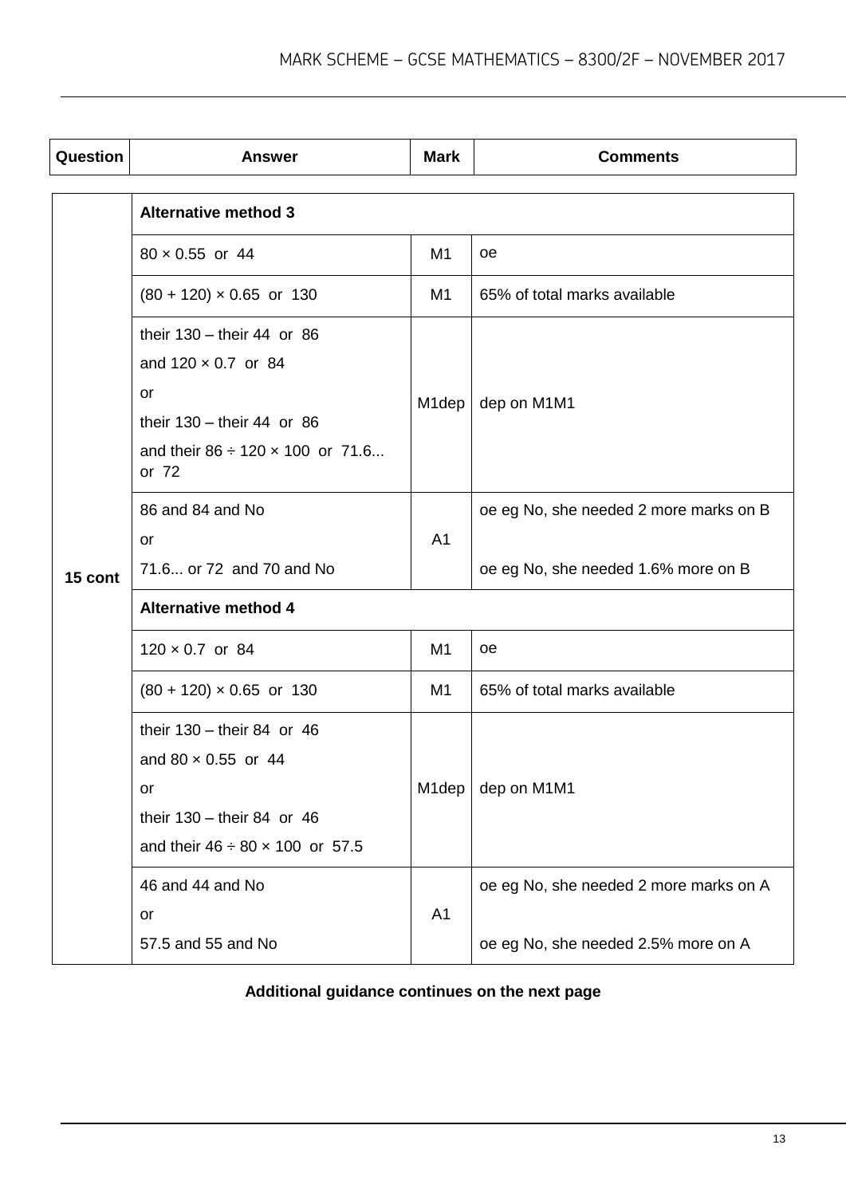| Question | Answer | Mark | Comments |
|---|---|---|---|
| 15 cont | **Alternative method 3** | | |
| | $80 \times 0.55$ or 44 | M1 | oe |
| | $(80 + 120) \times 0.65$ or 130 | M1 | 65% of total marks available |
| | their 130 – their 44 or 86<br>and $120 \times 0.7$ or 84<br>or<br>their 130 – their 44 or 86<br>and their $86 \div 120 \times 100$ or 71.6... or 72 | M1dep | dep on M1M1 |
| | 86 and 84 and No<br>or<br>71.6... or 72 and 70 and No | A1 | oe eg No, she needed 2 more marks on B<br><br>oe eg No, she needed 1.6% more on B |
| | **Alternative method 4** | | |
| | $120 \times 0.7$ or 84 | M1 | oe |
| | $(80 + 120) \times 0.65$ or 130 | M1 | 65% of total marks available |
| | their 130 – their 84 or 46<br>and $80 \times 0.55$ or 44<br>or<br>their 130 – their 84 or 46<br>and their $46 \div 80 \times 100$ or 57.5 | M1dep | dep on M1M1 |
| | 46 and 44 and No<br>or<br>57.5 and 55 and No | A1 | oe eg No, she needed 2 more marks on A<br><br>oe eg No, she needed 2.5% more on A |

**Additional guidance continues on the next page**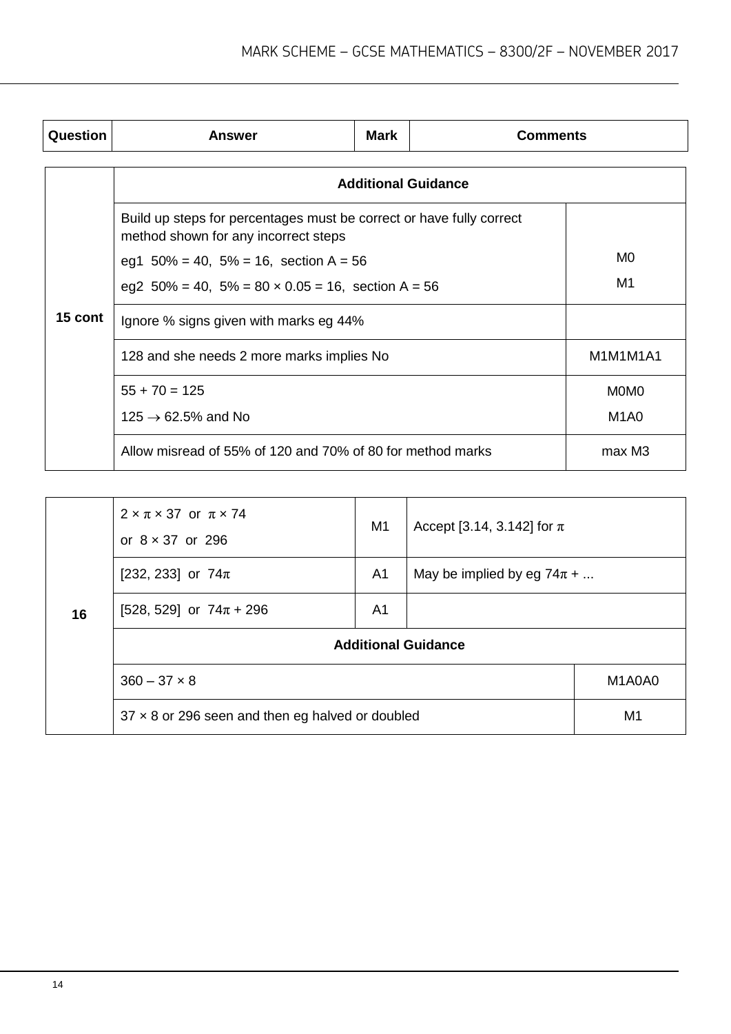| Question | Answer | Mark | Comments |
|---|---|---|---|

| | | |
|---|---|---|
| 15 cont | **Additional Guidance** | |
| | Build up steps for percentages must be correct or have fully correct method shown for any incorrect steps<br>eg1 50% = 40, 5% = 16, section A = 56<br>eg2 50% = 40, 5% = 80 × 0.05 = 16, section A = 56 | <br>M0<br>M1 |
| | Ignore % signs given with marks eg 44% | |
| | 128 and she needs 2 more marks implies No | M1M1M1A1 |
| | 55 + 70 = 125<br>125 → 62.5% and No | M0M0<br>M1A0 |
| | Allow misread of 55% of 120 and 70% of 80 for method marks | max M3 |

| | | | |
|---|---|---|---|
| 16 | $2 \times \pi \times 37$ or $\pi \times 74$<br>or $8 \times 37$ or 296 | M1 | Accept [3.14, 3.142] for $\pi$ |
| | [232, 233] or $74\pi$ | A1 | May be implied by eg $74\pi + ...$ |
| | [528, 529] or $74\pi + 296$ | A1 | |
| | **Additional Guidance** | | |
| | $360 - 37 \times 8$ | | M1A0A0 |
| | $37 \times 8$ or 296 seen and then eg halved or doubled | | M1 |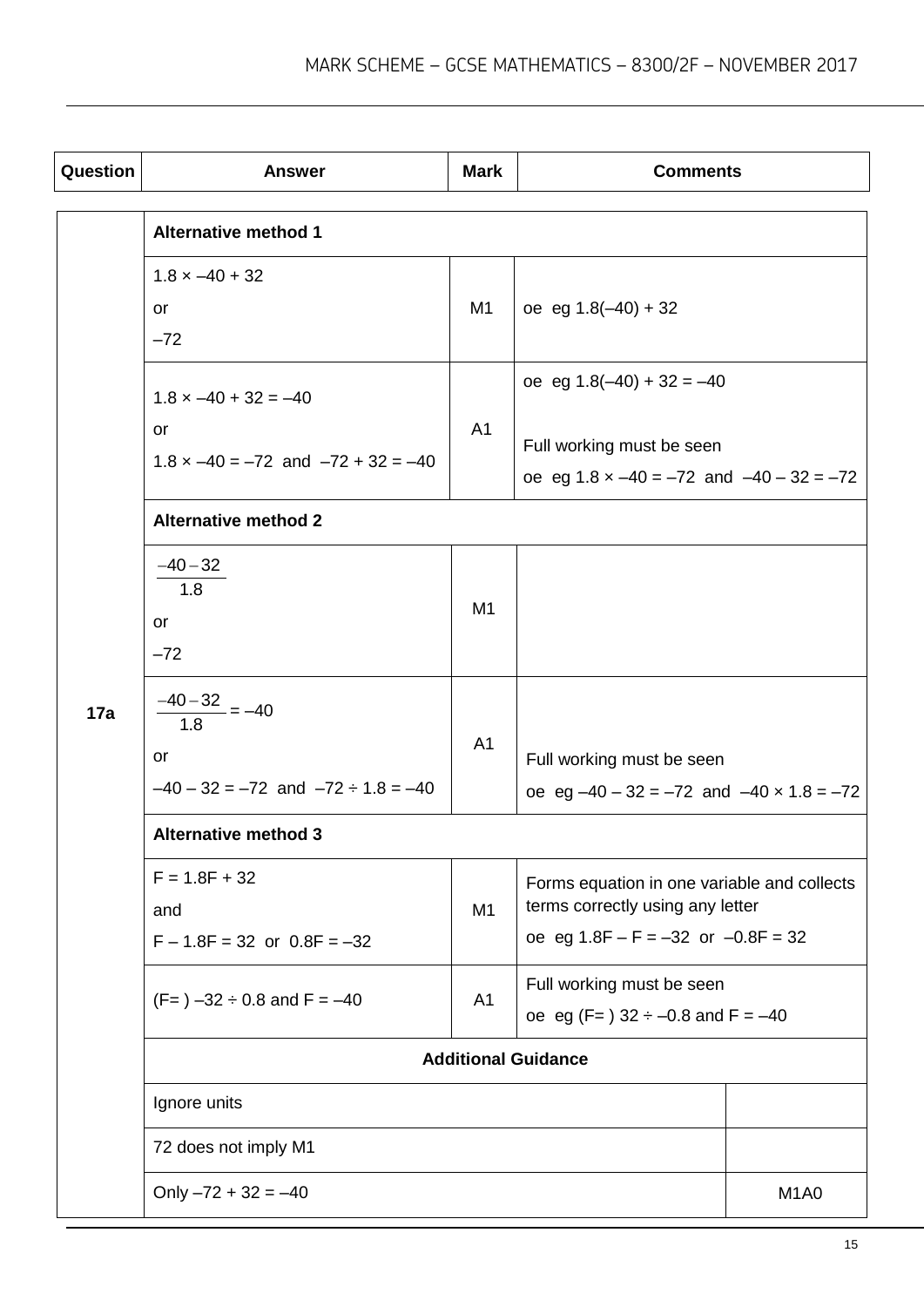| Question | Answer | Mark | Comments |
|---|---|---|---|
| 17a | **Alternative method 1** | | |
| | $1.8 \times -40 + 32$<br>or<br>$-72$ | M1 | oe eg $1.8(-40) + 32$ |
| | $1.8 \times -40 + 32 = -40$<br>or<br>$1.8 \times -40 = -72$ and $-72 + 32 = -40$ | A1 | oe eg $1.8(-40) + 32 = -40$<br><br>Full working must be seen<br>oe eg $1.8 \times -40 = -72$ and $-40 - 32 = -72$ |
| | **Alternative method 2** | | |
| | $\frac{-40-32}{1.8}$<br>or<br>$-72$ | M1 | |
| | $\frac{-40-32}{1.8} = -40$<br>or<br>$-40 - 32 = -72$ and $-72 \div 1.8 = -40$ | A1 | Full working must be seen<br>oe eg $-40 - 32 = -72$ and $-40 \times 1.8 = -72$ |
| | **Alternative method 3** | | |
| | $F = 1.8F + 32$<br>and<br>$F - 1.8F = 32$ or $0.8F = -32$ | M1 | Forms equation in one variable and collects terms correctly using any letter<br>oe eg $1.8F - F = -32$ or $-0.8F = 32$ |
| | $(F = )\ -32 \div 0.8$ and $F = -40$ | A1 | Full working must be seen<br>oe eg $(F = )\ 32 \div -0.8$ and $F = -40$ |
| | **Additional Guidance** | | |
| | Ignore units | | |
| | 72 does not imply M1 | | |
| | Only $-72 + 32 = -40$ | | M1A0 |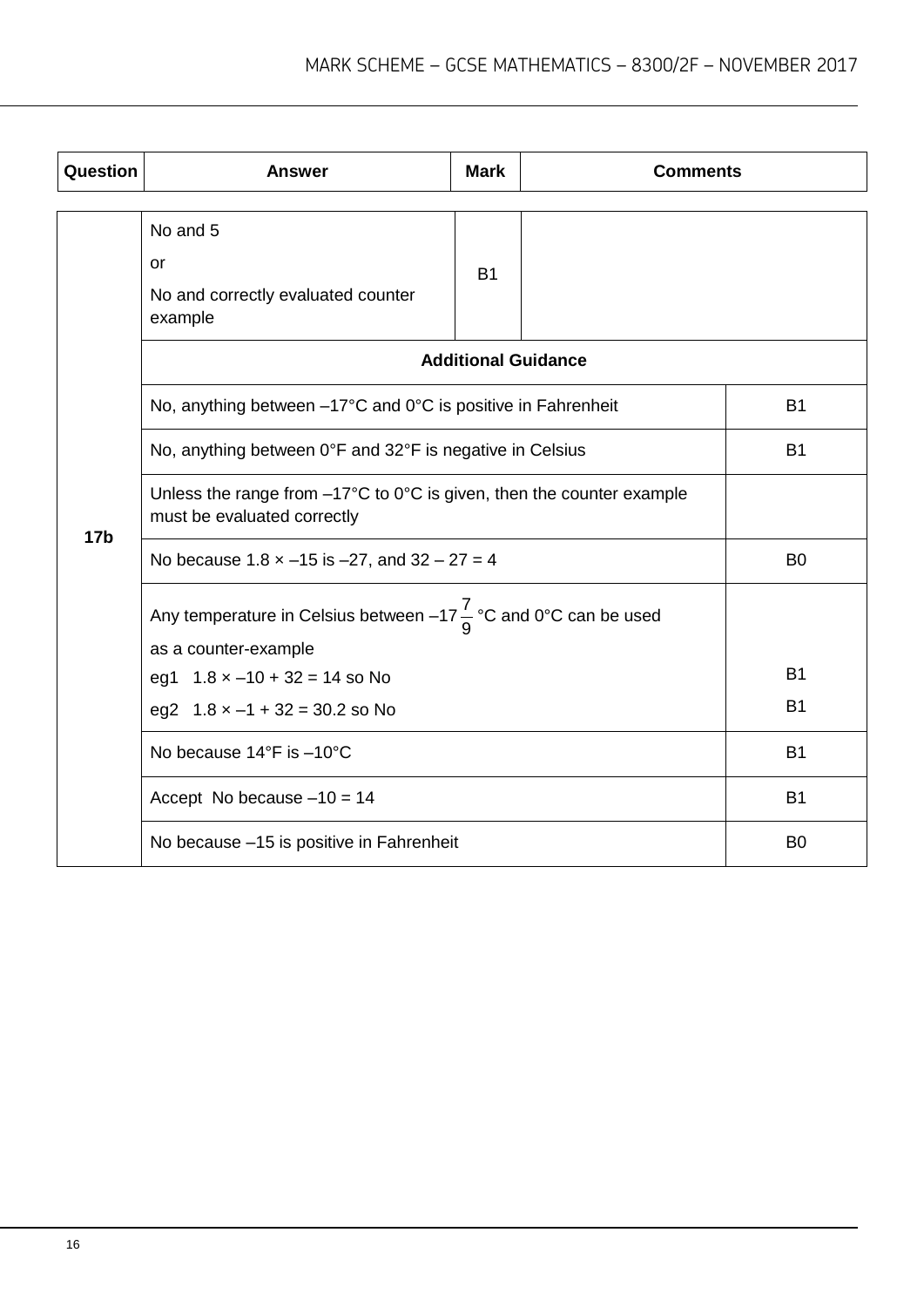| Question | Answer | Mark | Comments |
|---|---|---|---|
| 17b | No and 5<br><br>or<br><br>No and correctly evaluated counter example | B1 | |
| | **Additional Guidance** | | |
| | No, anything between –17°C and 0°C is positive in Fahrenheit | | B1 |
| | No, anything between 0°F and 32°F is negative in Celsius | | B1 |
| | Unless the range from –17°C to 0°C is given, then the counter example must be evaluated correctly | | |
| | No because 1.8 × –15 is –27, and 32 – 27 = 4 | | B0 |
| | Any temperature in Celsius between $-17\frac{7}{9}$ °C and 0°C can be used as a counter-example<br><br>eg1   1.8 × –10 + 32 = 14 so No<br><br>eg2   1.8 × –1 + 32 = 30.2 so No | | <br><br><br>B1<br><br>B1 |
| | No because 14°F is –10°C | | B1 |
| | Accept  No because –10 = 14 | | B1 |
| | No because –15 is positive in Fahrenheit | | B0 |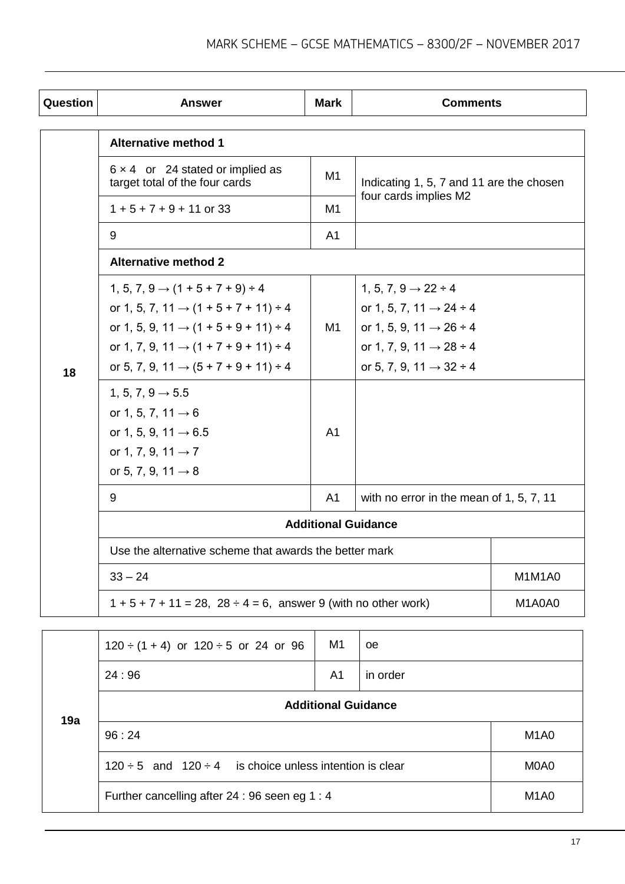| Question | Answer | Mark | Comments |
|---|---|---|---|
| 18 | **Alternative method 1** | | |
| | $6 \times 4$ or 24 stated or implied as target total of the four cards | M1 | Indicating 1, 5, 7 and 11 are the chosen four cards implies M2 |
| | $1 + 5 + 7 + 9 + 11$ or 33 | M1 | |
| | 9 | A1 | |
| | **Alternative method 2** | | |
| | 1, 5, 7, 9 $\rightarrow (1 + 5 + 7 + 9) \div 4$<br>or 1, 5, 7, 11 $\rightarrow (1 + 5 + 7 + 11) \div 4$<br>or 1, 5, 9, 11 $\rightarrow (1 + 5 + 9 + 11) \div 4$<br>or 1, 7, 9, 11 $\rightarrow (1 + 7 + 9 + 11) \div 4$<br>or 5, 7, 9, 11 $\rightarrow (5 + 7 + 9 + 11) \div 4$ | M1 | 1, 5, 7, 9 $\rightarrow 22 \div 4$<br>or 1, 5, 7, 11 $\rightarrow 24 \div 4$<br>or 1, 5, 9, 11 $\rightarrow 26 \div 4$<br>or 1, 7, 9, 11 $\rightarrow 28 \div 4$<br>or 5, 7, 9, 11 $\rightarrow 32 \div 4$ |
| | 1, 5, 7, 9 $\rightarrow$ 5.5<br>or 1, 5, 7, 11 $\rightarrow$ 6<br>or 1, 5, 9, 11 $\rightarrow$ 6.5<br>or 1, 7, 9, 11 $\rightarrow$ 7<br>or 5, 7, 9, 11 $\rightarrow$ 8 | A1 | |
| | 9 | A1 | with no error in the mean of 1, 5, 7, 11 |
| | **Additional Guidance** | | |
| | Use the alternative scheme that awards the better mark | | |
| | $33 - 24$ | | M1M1A0 |
| | $1 + 5 + 7 + 11 = 28$, $28 \div 4 = 6$, answer 9 (with no other work) | | M1A0A0 |

| Question | Answer | Mark | Comments |
|---|---|---|---|
| 19a | $120 \div (1 + 4)$ or $120 \div 5$ or 24 or 96 | M1 | oe |
| | 24 : 96 | A1 | in order |
| | **Additional Guidance** | | |
| | 96 : 24 | | M1A0 |
| | $120 \div 5$ and $120 \div 4$ is choice unless intention is clear | | M0A0 |
| | Further cancelling after 24 : 96 seen eg 1 : 4 | | M1A0 |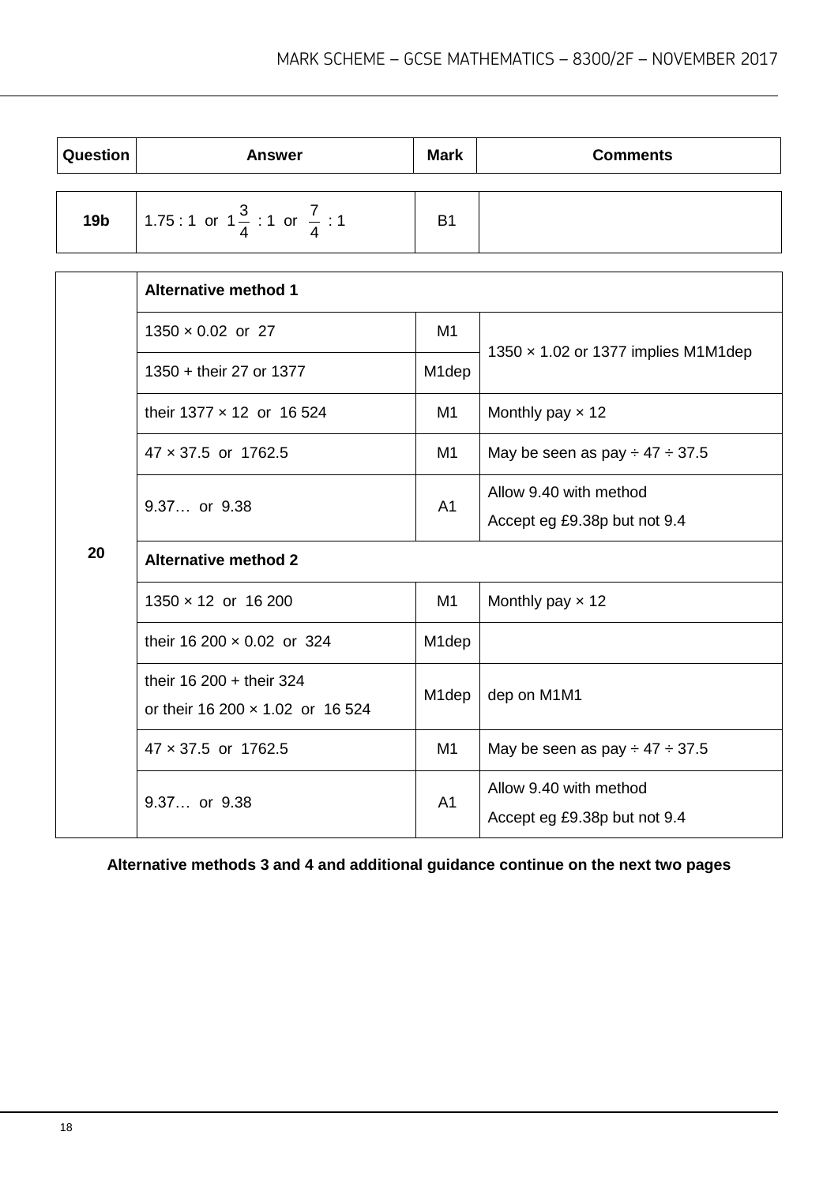| Question | Answer | Mark | Comments |
|---|---|---|---|
| 19b | 1.75 : 1 or $1\frac{3}{4}$ : 1 or $\frac{7}{4}$ : 1 | B1 | |

| | | | |
|---|---|---|---|
| 20 | **Alternative method 1** | | |
| | 1350 × 0.02 or 27 | M1 | 1350 × 1.02 or 1377 implies M1M1dep |
| | 1350 + their 27 or 1377 | M1dep | |
| | their 1377 × 12 or 16 524 | M1 | Monthly pay × 12 |
| | 47 × 37.5 or 1762.5 | M1 | May be seen as pay ÷ 47 ÷ 37.5 |
| | 9.37… or 9.38 | A1 | Allow 9.40 with method<br>Accept eg £9.38p but not 9.4 |
| | **Alternative method 2** | | |
| | 1350 × 12 or 16 200 | M1 | Monthly pay × 12 |
| | their 16 200 × 0.02 or 324 | M1dep | |
| | their 16 200 + their 324<br>or their 16 200 × 1.02 or 16 524 | M1dep | dep on M1M1 |
| | 47 × 37.5 or 1762.5 | M1 | May be seen as pay ÷ 47 ÷ 37.5 |
| | 9.37… or 9.38 | A1 | Allow 9.40 with method<br>Accept eg £9.38p but not 9.4 |

**Alternative methods 3 and 4 and additional guidance continue on the next two pages**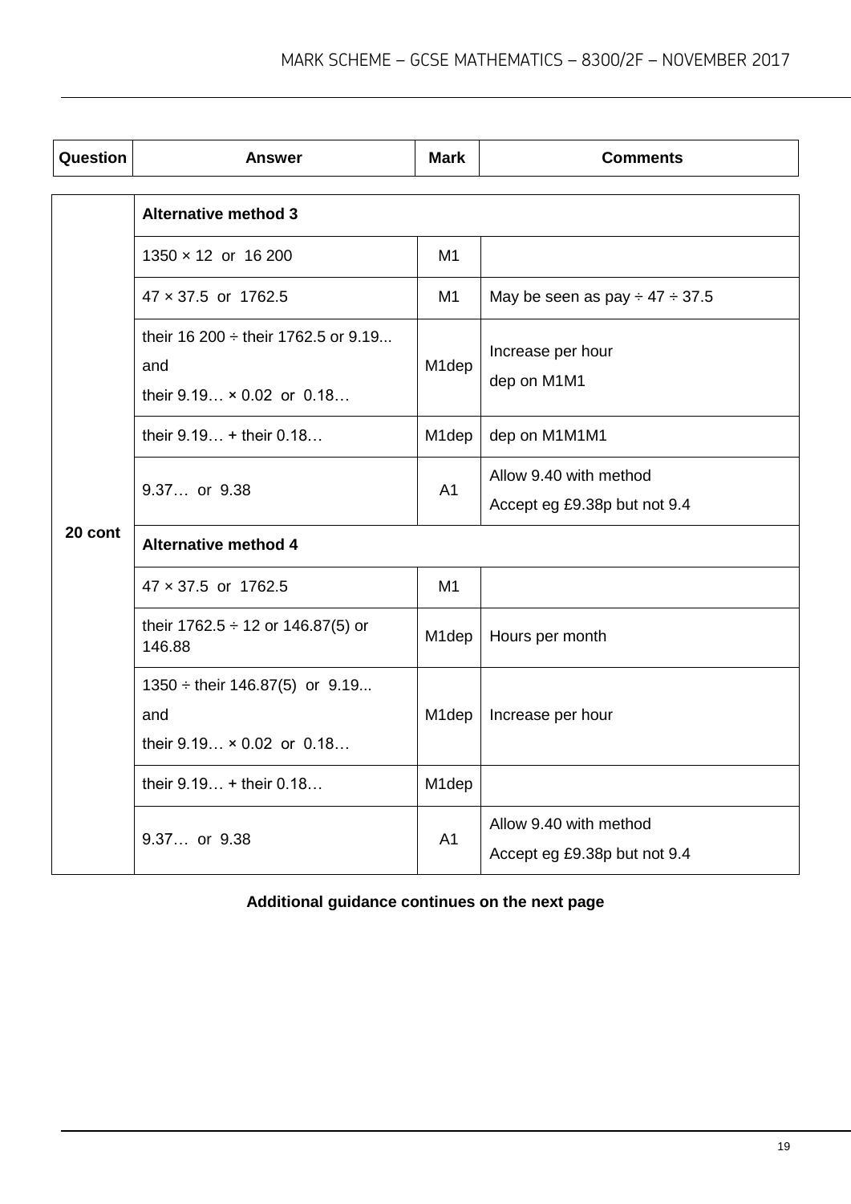| Question | Answer | Mark | Comments |
|---|---|---|---|
| 20 cont | **Alternative method 3** | | |
| | 1350 × 12 or 16 200 | M1 | |
| | 47 × 37.5 or 1762.5 | M1 | May be seen as pay ÷ 47 ÷ 37.5 |
| | their 16 200 ÷ their 1762.5 or 9.19... and their 9.19… × 0.02 or 0.18… | M1dep | Increase per hour dep on M1M1 |
| | their 9.19… + their 0.18… | M1dep | dep on M1M1M1 |
| | 9.37… or 9.38 | A1 | Allow 9.40 with method Accept eg £9.38p but not 9.4 |
| | **Alternative method 4** | | |
| | 47 × 37.5 or 1762.5 | M1 | |
| | their 1762.5 ÷ 12 or 146.87(5) or 146.88 | M1dep | Hours per month |
| | 1350 ÷ their 146.87(5) or 9.19... and their 9.19… × 0.02 or 0.18… | M1dep | Increase per hour |
| | their 9.19… + their 0.18… | M1dep | |
| | 9.37… or 9.38 | A1 | Allow 9.40 with method Accept eg £9.38p but not 9.4 |

**Additional guidance continues on the next page**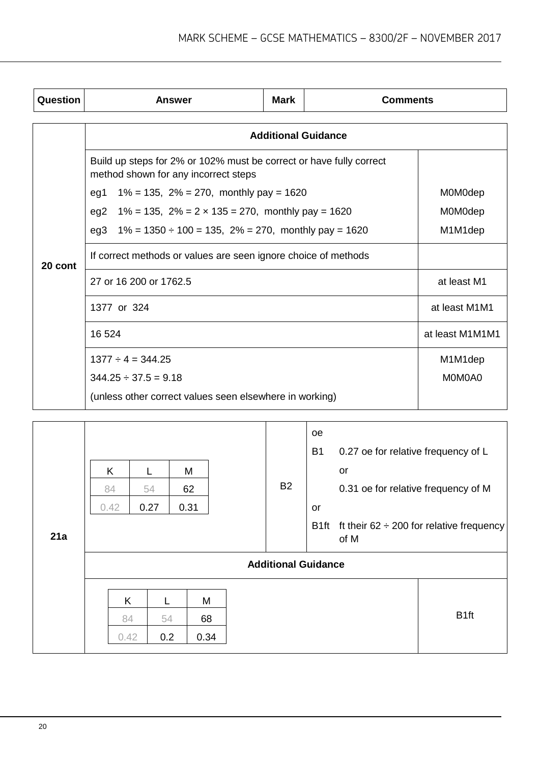| Question | Answer | Mark | Comments |
|---|---|---|---|

**20 cont**

| Additional Guidance | |
|---|---|
| Build up steps for 2% or 102% must be correct or have fully correct method shown for any incorrect steps<br>eg1 1% = 135, 2% = 270, monthly pay = 1620<br>eg2 1% = 135, 2% = 2 × 135 = 270, monthly pay = 1620<br>eg3 1% = 1350 ÷ 100 = 135, 2% = 270, monthly pay = 1620 | <br>M0M0dep<br>M0M0dep<br>M1M1dep |
| If correct methods or values are seen ignore choice of methods | |
| 27 or 16 200 or 1762.5 | at least M1 |
| 1377 or 324 | at least M1M1 |
| 16 524 | at least M1M1M1 |
| 1377 ÷ 4 = 344.25<br>344.25 ÷ 37.5 = 9.18<br>(unless other correct values seen elsewhere in working) | M1M1dep<br>M0M0A0 |

**21a**

| Answer | Mark | Comments |
|---|---|---|
| K: 84, 0.42<br>L: 54, 0.27<br>M: 62, 0.31 | B2 | oe<br>B1 0.27 oe for relative frequency of L<br>or<br>0.31 oe for relative frequency of M<br>or<br>B1ft ft their 62 ÷ 200 for relative frequency of M |

| Additional Guidance | |
|---|---|
| K: 84, 0.42<br>L: 54, 0.2<br>M: 68, 0.34 | B1ft |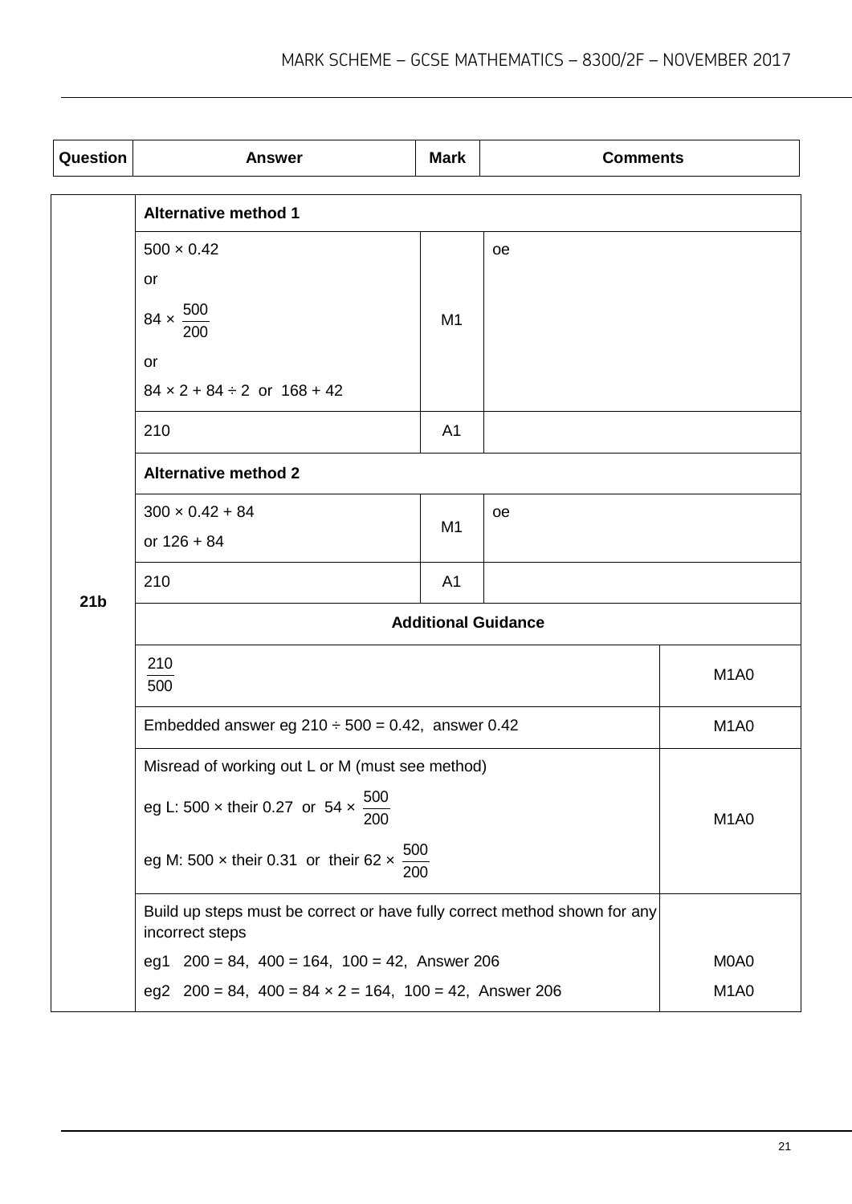| Question | Answer | Mark | Comments |
| --- | --- | --- | --- |
| 21b | **Alternative method 1** | | |
| | $500 \times 0.42$ <br> or <br> $84 \times \frac{500}{200}$ <br> or <br> $84 \times 2 + 84 \div 2$ or $168 + 42$ | M1 | oe |
| | 210 | A1 | |
| | **Alternative method 2** | | |
| | $300 \times 0.42 + 84$ <br> or $126 + 84$ | M1 | oe |
| | 210 | A1 | |
| | **Additional Guidance** | | |
| | $\frac{210}{500}$ | | M1A0 |
| | Embedded answer eg $210 \div 500 = 0.42$, answer 0.42 | | M1A0 |
| | Misread of working out L or M (must see method) <br> eg L: $500 \times$ their 0.27 or $54 \times \frac{500}{200}$ <br> eg M: $500 \times$ their 0.31 or their $62 \times \frac{500}{200}$ | | M1A0 |
| | Build up steps must be correct or have fully correct method shown for any incorrect steps <br> eg1 200 = 84, 400 = 164, 100 = 42, Answer 206 <br> eg2 200 = 84, 400 = 84 × 2 = 164, 100 = 42, Answer 206 | | <br> M0A0 <br> M1A0 |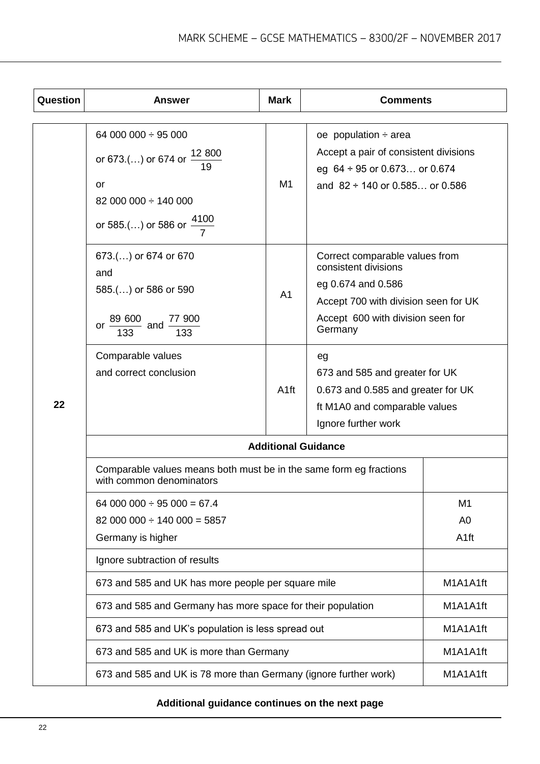| Question | Answer | Mark | Comments |
|---|---|---|---|
| 22 | $64\,000\,000 \div 95\,000$ or 673.(…) or 674 or $\frac{12\,800}{19}$ or $82\,000\,000 \div 140\,000$ or 585.(…) or 586 or $\frac{4100}{7}$ | M1 | oe population ÷ area<br>Accept a pair of consistent divisions<br>eg $64 \div 95$ or 0.673… or 0.674<br>and $82 \div 140$ or 0.585… or 0.586 |
| | 673.(…) or 674 or 670<br>and<br>585.(…) or 586 or 590<br>or $\frac{89\,600}{133}$ and $\frac{77\,900}{133}$ | A1 | Correct comparable values from consistent divisions<br>eg 0.674 and 0.586<br>Accept 700 with division seen for UK<br>Accept 600 with division seen for Germany |
| | Comparable values<br>and correct conclusion | A1ft | eg<br>673 and 585 and greater for UK<br>0.673 and 0.585 and greater for UK<br>ft M1A0 and comparable values<br>Ignore further work |

**Additional Guidance**

| | |
|---|---|
| Comparable values means both must be in the same form eg fractions with common denominators | |
| $64\,000\,000 \div 95\,000 = 67.4$<br>$82\,000\,000 \div 140\,000 = 5857$<br>Germany is higher | M1<br>A0<br>A1ft |
| Ignore subtraction of results | |
| 673 and 585 and UK has more people per square mile | M1A1A1ft |
| 673 and 585 and Germany has more space for their population | M1A1A1ft |
| 673 and 585 and UK's population is less spread out | M1A1A1ft |
| 673 and 585 and UK is more than Germany | M1A1A1ft |
| 673 and 585 and UK is 78 more than Germany (ignore further work) | M1A1A1ft |

**Additional guidance continues on the next page**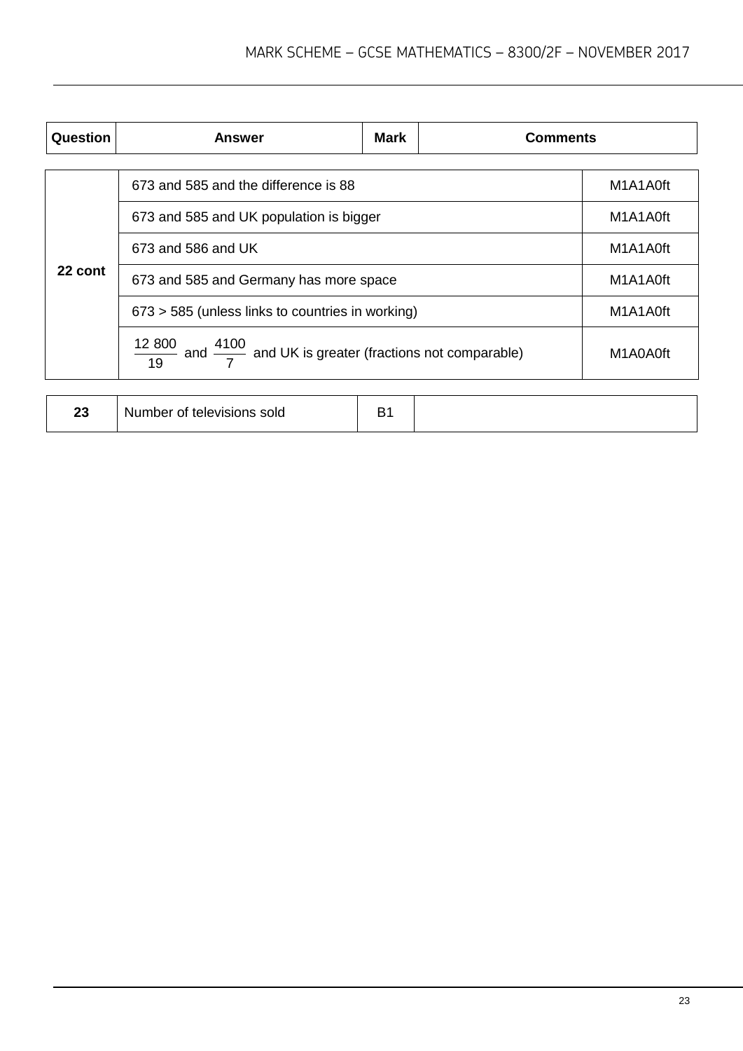| Question | Answer | Mark | Comments |
|---|---|---|---|
| 22 cont | 673 and 585 and the difference is 88 | | M1A1A0ft |
| | 673 and 585 and UK population is bigger | | M1A1A0ft |
| | 673 and 586 and UK | | M1A1A0ft |
| | 673 and 585 and Germany has more space | | M1A1A0ft |
| | 673 > 585 (unless links to countries in working) | | M1A1A0ft |
| | $\frac{12\,800}{19}$ and $\frac{4100}{7}$ and UK is greater (fractions not comparable) | | M1A0A0ft |
| 23 | Number of televisions sold | B1 | |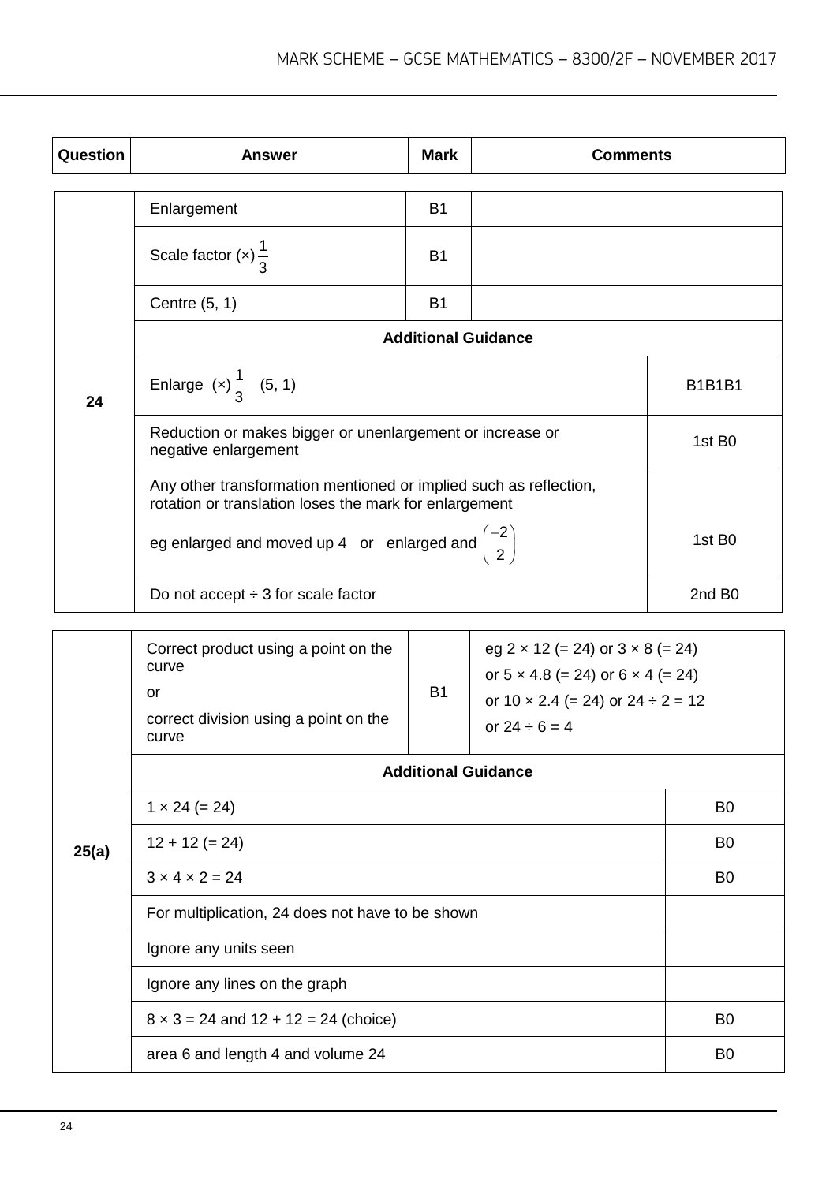| Question | Answer | Mark | Comments |
|---|---|---|---|
| 24 | Enlargement | B1 | |
| | Scale factor (×) $\frac{1}{3}$ | B1 | |
| | Centre (5, 1) | B1 | |
| | **Additional Guidance** | | |
| | Enlarge (×) $\frac{1}{3}$ (5, 1) | | B1B1B1 |
| | Reduction or makes bigger or unenlargement or increase or negative enlargement | | 1st B0 |
| | Any other transformation mentioned or implied such as reflection, rotation or translation loses the mark for enlargement<br>eg enlarged and moved up 4 or enlarged and $\begin{pmatrix} -2 \\ 2 \end{pmatrix}$ | | 1st B0 |
| | Do not accept ÷ 3 for scale factor | | 2nd B0 |

| Question | Answer | Mark | Comments |
|---|---|---|---|
| 25(a) | Correct product using a point on the curve<br>or<br>correct division using a point on the curve | B1 | eg 2 × 12 (= 24) or 3 × 8 (= 24)<br>or 5 × 4.8 (= 24) or 6 × 4 (= 24)<br>or 10 × 2.4 (= 24) or 24 ÷ 2 = 12<br>or 24 ÷ 6 = 4 |
| | **Additional Guidance** | | |
| | 1 × 24 (= 24) | | B0 |
| | 12 + 12 (= 24) | | B0 |
| | 3 × 4 × 2 = 24 | | B0 |
| | For multiplication, 24 does not have to be shown | | |
| | Ignore any units seen | | |
| | Ignore any lines on the graph | | |
| | 8 × 3 = 24 and 12 + 12 = 24 (choice) | | B0 |
| | area 6 and length 4 and volume 24 | | B0 |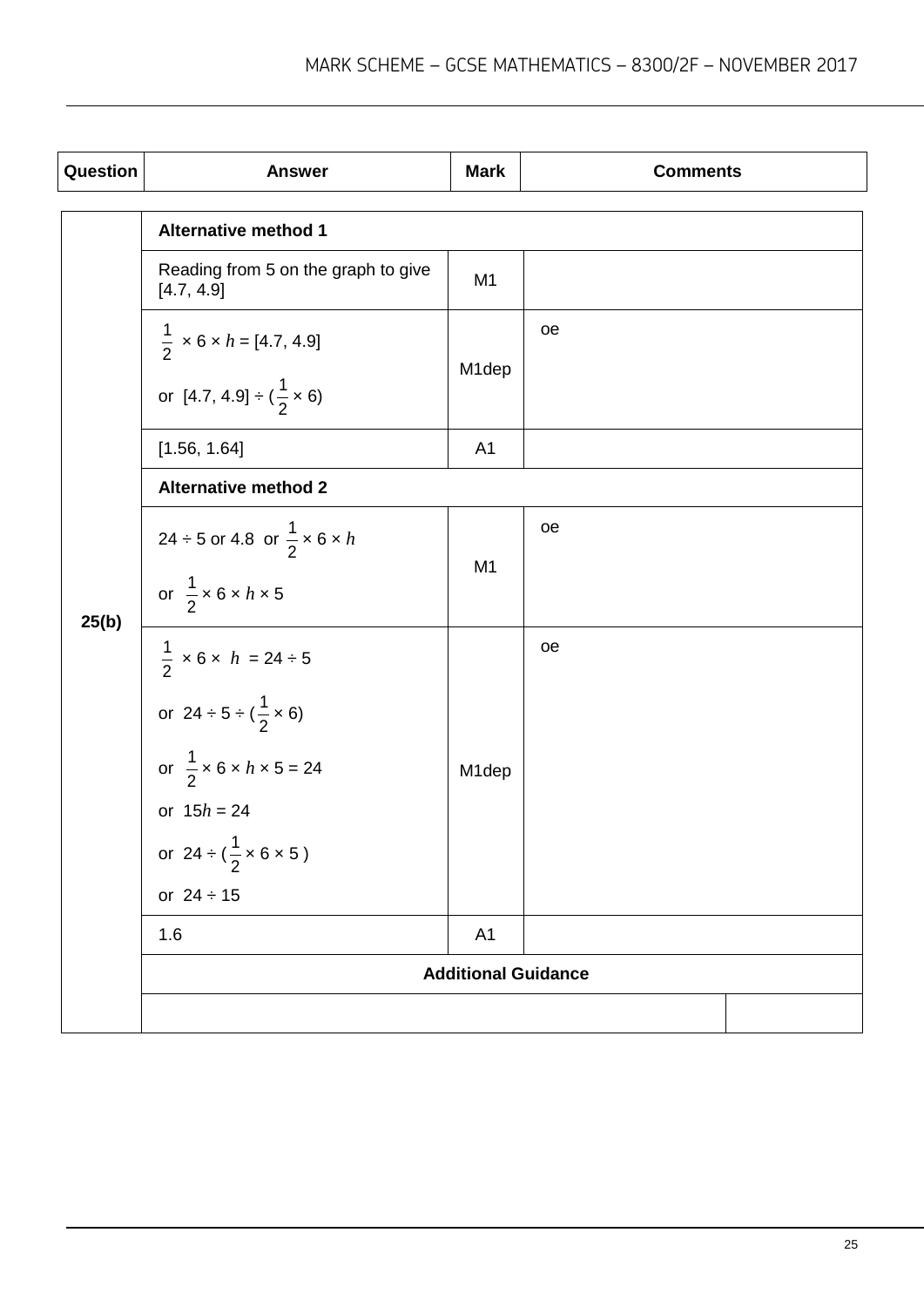| Question | Answer | Mark | Comments |
|---|---|---|---|
| 25(b) | **Alternative method 1** | | |
| | Reading from 5 on the graph to give [4.7, 4.9] | M1 | |
| | $\frac{1}{2} \times 6 \times h$ = [4.7, 4.9]<br>or [4.7, 4.9] ÷ $(\frac{1}{2} \times 6)$ | M1dep | oe |
| | [1.56, 1.64] | A1 | |
| | **Alternative method 2** | | |
| | 24 ÷ 5 or 4.8 or $\frac{1}{2} \times 6 \times h$<br>or $\frac{1}{2} \times 6 \times h \times 5$ | M1 | oe |
| | $\frac{1}{2} \times 6 \times h = 24 \div 5$<br>or $24 \div 5 \div (\frac{1}{2} \times 6)$<br>or $\frac{1}{2} \times 6 \times h \times 5 = 24$<br>or $15h = 24$<br>or $24 \div (\frac{1}{2} \times 6 \times 5)$<br>or $24 \div 15$ | M1dep | oe |
| | 1.6 | A1 | |
| | **Additional Guidance** | | |
| | | | |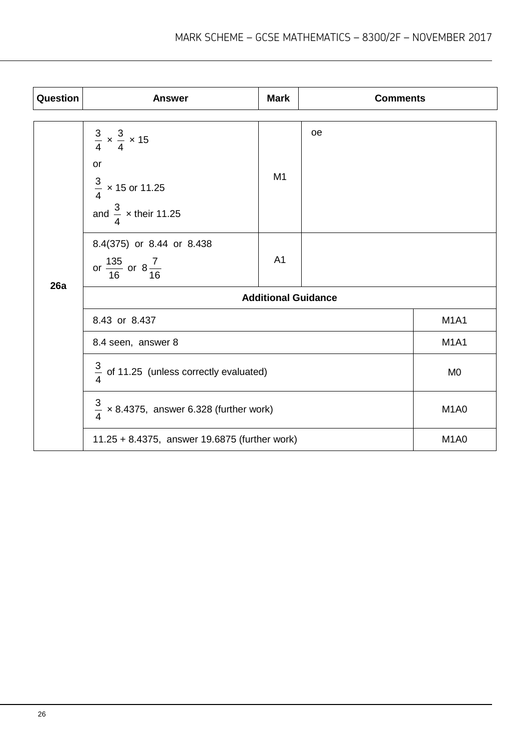| Question | Answer | Mark | Comments |
|---|---|---|---|
| 26a | $\frac{3}{4} \times \frac{3}{4} \times 15$<br>or<br>$\frac{3}{4} \times 15$ or 11.25<br>and $\frac{3}{4} \times$ their 11.25 | M1 | oe |
| | 8.4(375) or 8.44 or 8.438<br>or $\frac{135}{16}$ or $8\frac{7}{16}$ | A1 | |
| | **Additional Guidance** | | |
| | 8.43 or 8.437 | | M1A1 |
| | 8.4 seen, answer 8 | | M1A1 |
| | $\frac{3}{4}$ of 11.25 (unless correctly evaluated) | | M0 |
| | $\frac{3}{4} \times 8.4375$, answer 6.328 (further work) | | M1A0 |
| | 11.25 + 8.4375, answer 19.6875 (further work) | | M1A0 |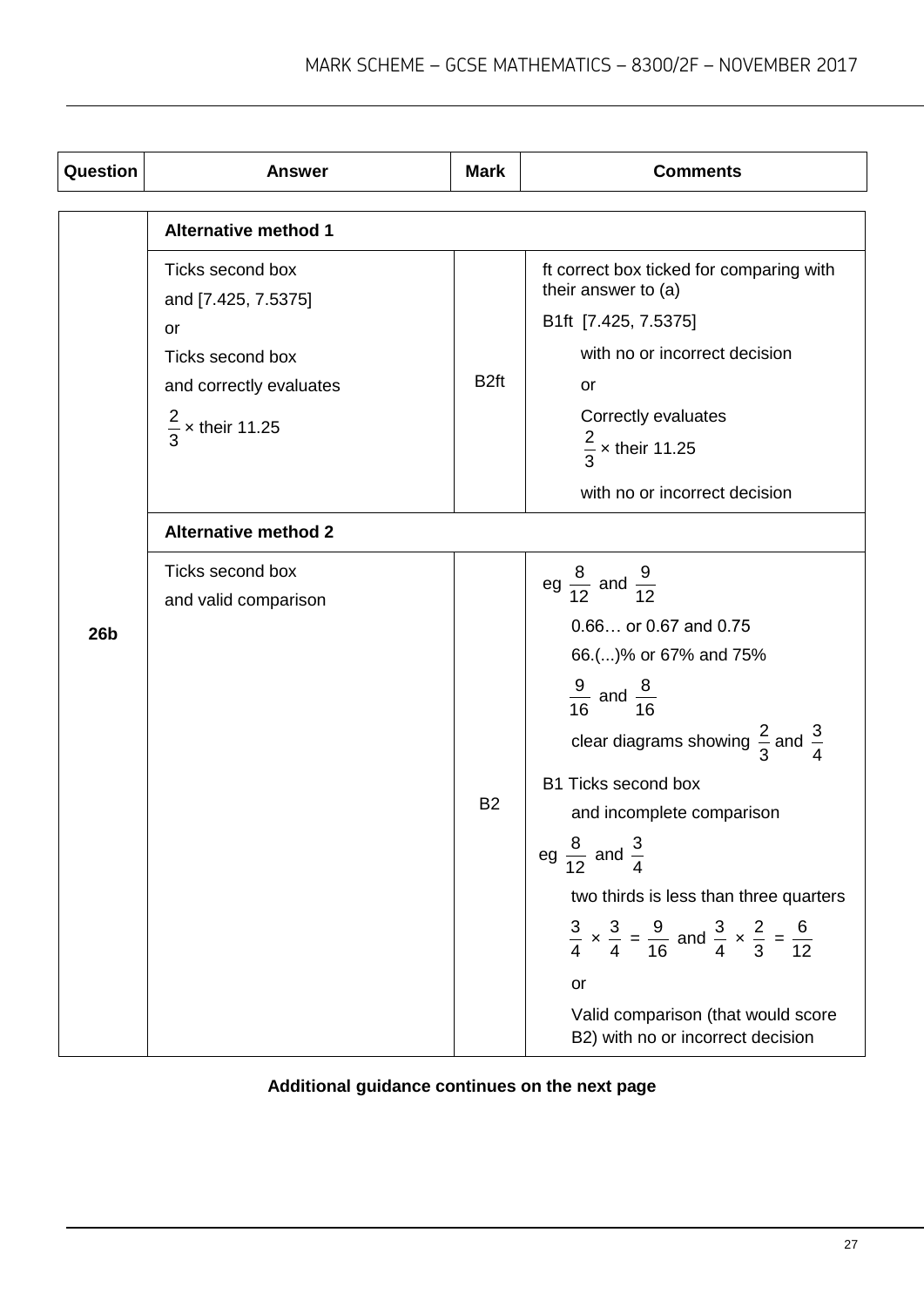| Question | Answer | Mark | Comments |
|---|---|---|---|
| 26b | **Alternative method 1** | | |
| | Ticks second box and [7.425, 7.5375] or Ticks second box and correctly evaluates $\frac{2}{3}$ × their 11.25 | B2ft | ft correct box ticked for comparing with their answer to (a)<br>B1ft [7.425, 7.5375] with no or incorrect decision<br>or<br>Correctly evaluates $\frac{2}{3}$ × their 11.25 with no or incorrect decision |
| | **Alternative method 2** | | |
| | Ticks second box and valid comparison | B2 | eg $\frac{8}{12}$ and $\frac{9}{12}$<br>0.66… or 0.67 and 0.75<br>66.(...)% or 67% and 75%<br>$\frac{9}{16}$ and $\frac{8}{16}$<br>clear diagrams showing $\frac{2}{3}$ and $\frac{3}{4}$<br>B1 Ticks second box and incomplete comparison<br>eg $\frac{8}{12}$ and $\frac{3}{4}$<br>two thirds is less than three quarters<br>$\frac{3}{4} \times \frac{3}{4} = \frac{9}{16}$ and $\frac{3}{4} \times \frac{2}{3} = \frac{6}{12}$<br>or<br>Valid comparison (that would score B2) with no or incorrect decision |

**Additional guidance continues on the next page**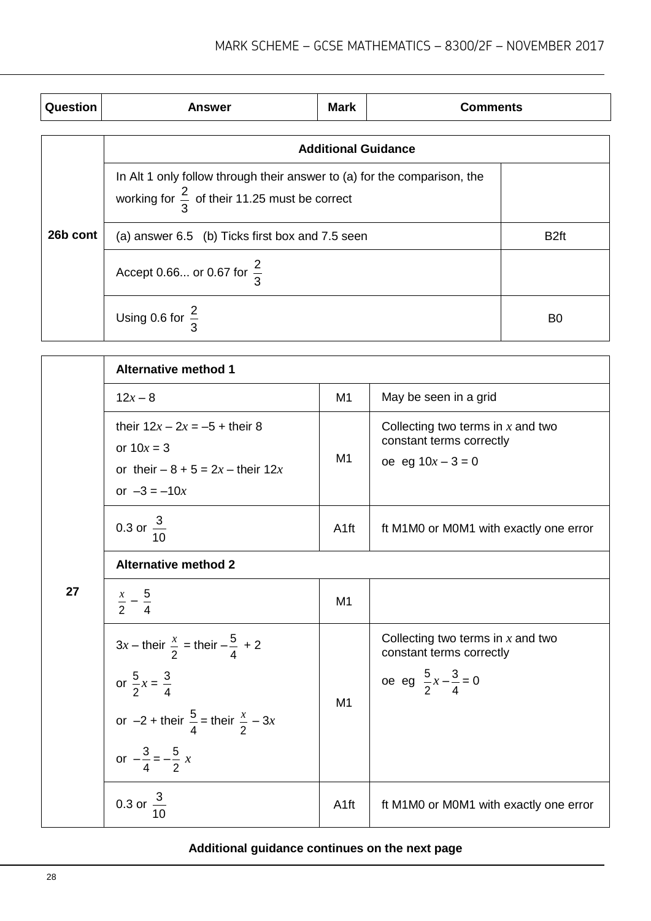| Question | Answer | Mark | Comments |
|---|---|---|---|

| Question | Additional Guidance | |
|---|---|---|
| 26b cont | In Alt 1 only follow through their answer to (a) for the comparison, the working for $\frac{2}{3}$ of their 11.25 must be correct | |
| | (a) answer 6.5 (b) Ticks first box and 7.5 seen | B2ft |
| | Accept 0.66... or 0.67 for $\frac{2}{3}$ | |
| | Using 0.6 for $\frac{2}{3}$ | B0 |

| Question | Answer | Mark | Comments |
|---|---|---|---|
| 27 | **Alternative method 1** | | |
| | $12x - 8$ | M1 | May be seen in a grid |
| | their $12x - 2x = -5 +$ their 8<br>or $10x = 3$<br>or their $- 8 + 5 = 2x -$ their $12x$<br>or $-3 = -10x$ | M1 | Collecting two terms in $x$ and two constant terms correctly<br>oe eg $10x - 3 = 0$ |
| | 0.3 or $\frac{3}{10}$ | A1ft | ft M1M0 or M0M1 with exactly one error |
| | **Alternative method 2** | | |
| | $\frac{x}{2} - \frac{5}{4}$ | M1 | |
| | $3x -$ their $\frac{x}{2} =$ their $-\frac{5}{4} + 2$<br>or $\frac{5}{2}x = \frac{3}{4}$<br>or $-2 +$ their $\frac{5}{4} =$ their $\frac{x}{2} - 3x$<br>or $-\frac{3}{4} = -\frac{5}{2}x$ | M1 | Collecting two terms in $x$ and two constant terms correctly<br>oe eg $\frac{5}{2}x - \frac{3}{4} = 0$ |
| | 0.3 or $\frac{3}{10}$ | A1ft | ft M1M0 or M0M1 with exactly one error |

**Additional guidance continues on the next page**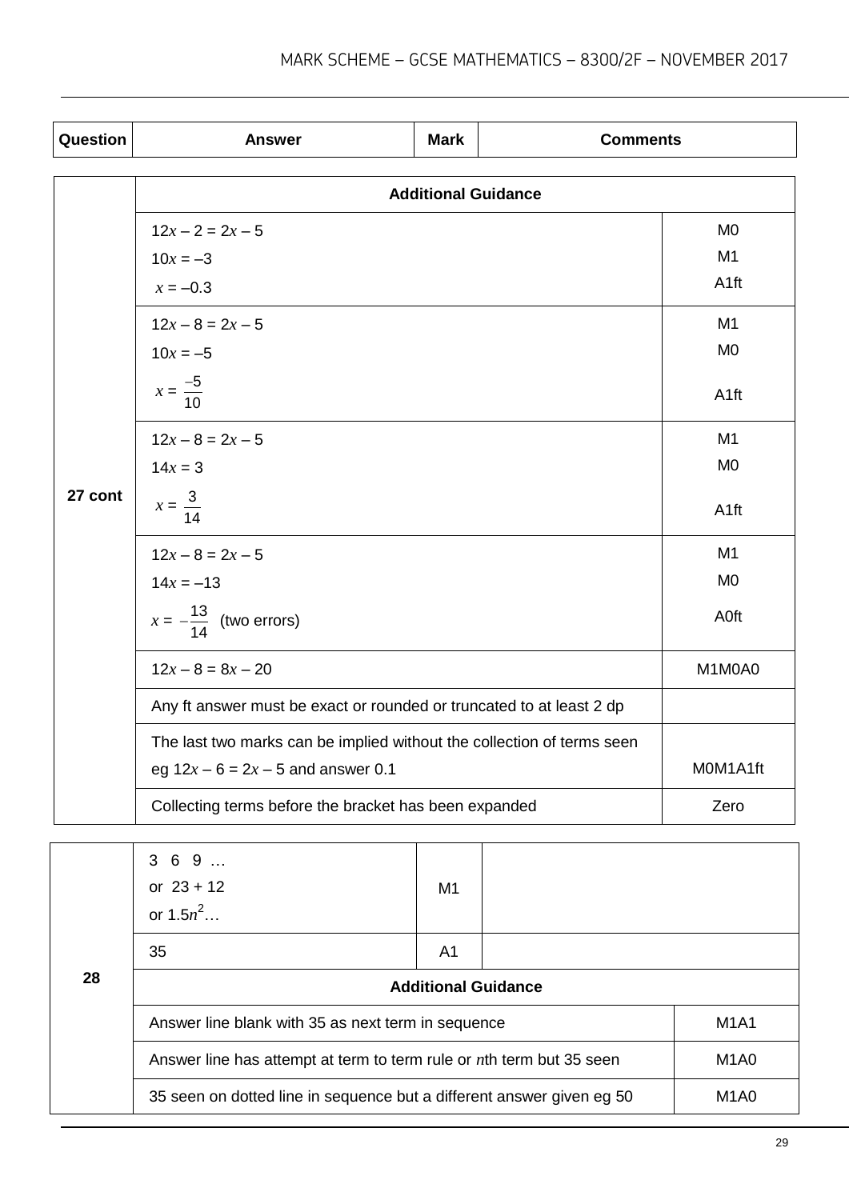| Question | Answer | Mark | Comments |
|---|---|---|---|

| | | |
|---|---|---|
| **27 cont** | **Additional Guidance** | |
| | $12x – 2 = 2x – 5$<br>$10x = –3$<br>$x = –0.3$ | M0<br>M1<br>A1ft |
| | $12x – 8 = 2x – 5$<br>$10x = –5$<br>$x = \frac{-5}{10}$ | M1<br>M0<br>A1ft |
| | $12x – 8 = 2x – 5$<br>$14x = 3$<br>$x = \frac{3}{14}$ | M1<br>M0<br>A1ft |
| | $12x – 8 = 2x – 5$<br>$14x = –13$<br>$x = -\frac{13}{14}$ (two errors) | M1<br>M0<br>A0ft |
| | $12x – 8 = 8x – 20$ | M1M0A0 |
| | Any ft answer must be exact or rounded or truncated to at least 2 dp | |
| | The last two marks can be implied without the collection of terms seen<br>eg $12x – 6 = 2x – 5$ and answer 0.1 | M0M1A1ft |
| | Collecting terms before the bracket has been expanded | Zero |

| | | | |
|---|---|---|---|
| **28** | 3 6 9 …<br>or 23 + 12<br>or $1.5n^2$… | M1 | |
| | 35 | A1 | |
| | **Additional Guidance** | | |
| | Answer line blank with 35 as next term in sequence | | M1A1 |
| | Answer line has attempt at term to term rule or *n*th term but 35 seen | | M1A0 |
| | 35 seen on dotted line in sequence but a different answer given eg 50 | | M1A0 |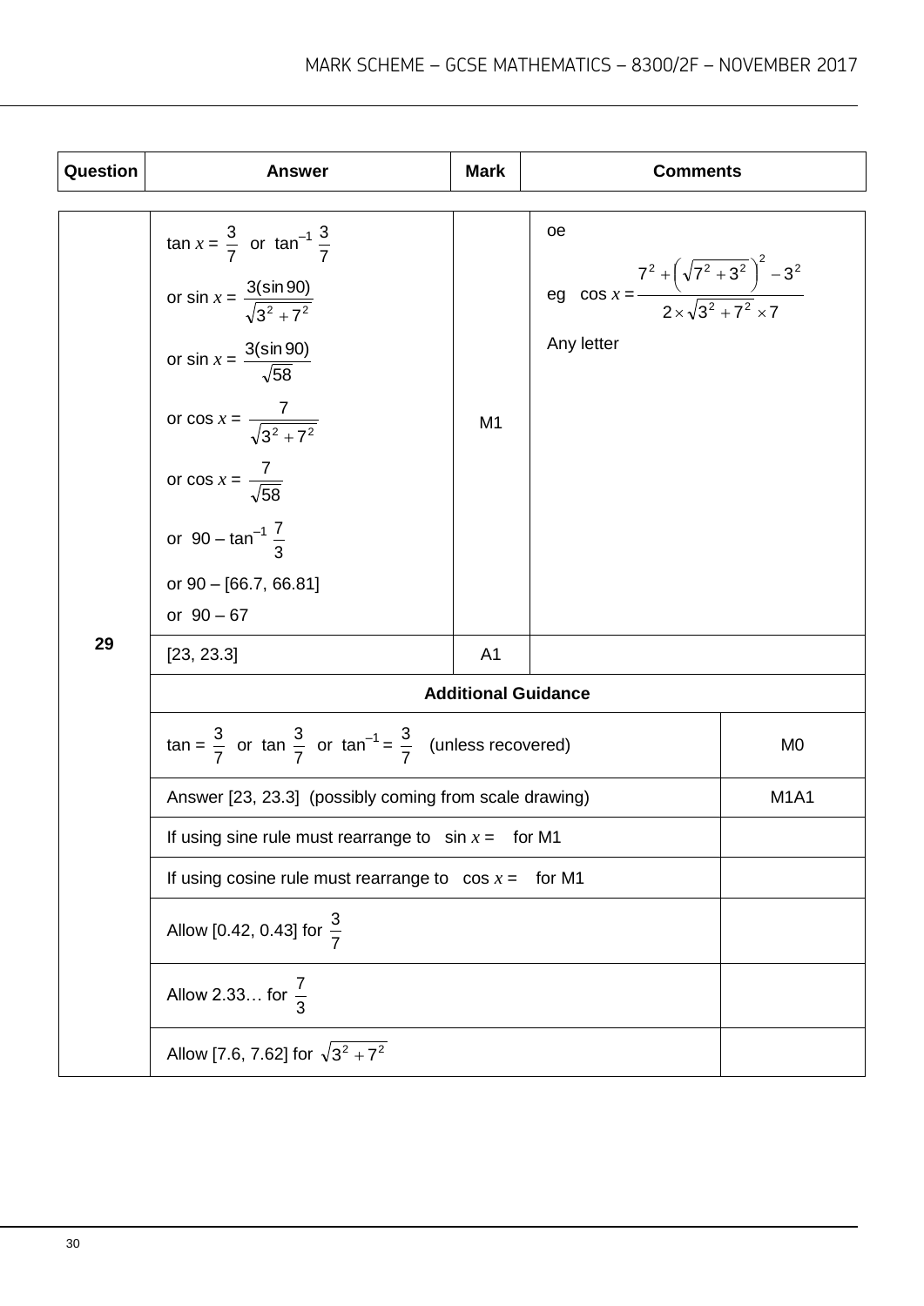| Question | Answer | Mark | Comments |
|---|---|---|---|
| 29 | $\tan x = \frac{3}{7}$ or $\tan^{-1} \frac{3}{7}$<br>or $\sin x = \frac{3(\sin 90)}{\sqrt{3^2 + 7^2}}$<br>or $\sin x = \frac{3(\sin 90)}{\sqrt{58}}$<br>or $\cos x = \frac{7}{\sqrt{3^2 + 7^2}}$<br>or $\cos x = \frac{7}{\sqrt{58}}$<br>or $90 - \tan^{-1} \frac{7}{3}$<br>or 90 – [66.7, 66.81]<br>or 90 – 67 | M1 | oe<br>eg $\cos x = \frac{7^2 + \left(\sqrt{7^2 + 3^2}\right)^2 - 3^2}{2 \times \sqrt{3^2 + 7^2} \times 7}$<br>Any letter |
| | [23, 23.3] | A1 | |

**Additional Guidance**

| | |
|---|---|
| $\tan = \frac{3}{7}$ or $\tan \frac{3}{7}$ or $\tan^{-1} = \frac{3}{7}$ (unless recovered) | M0 |
| Answer [23, 23.3] (possibly coming from scale drawing) | M1A1 |
| If using sine rule must rearrange to $\sin x =$ for M1 | |
| If using cosine rule must rearrange to $\cos x =$ for M1 | |
| Allow [0.42, 0.43] for $\frac{3}{7}$ | |
| Allow 2.33… for $\frac{7}{3}$ | |
| Allow [7.6, 7.62] for $\sqrt{3^2 + 7^2}$ | |